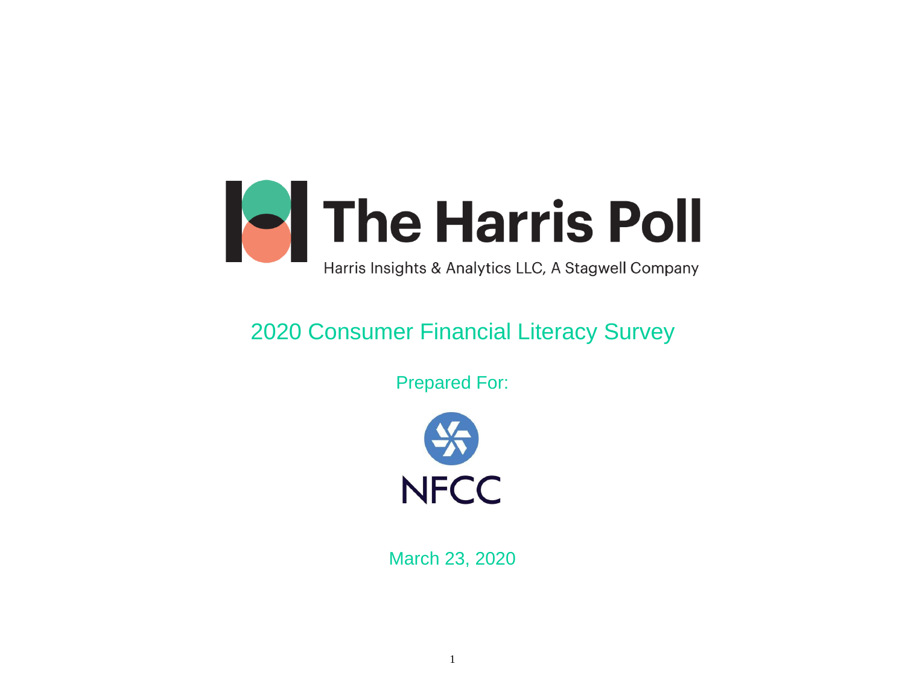# The Harris Poll

Harris Insights & Analytics LLC, A Stagwell Company

## 2020 Consumer Financial Literacy Survey

Prepared For:

NFCC

March 23, 2020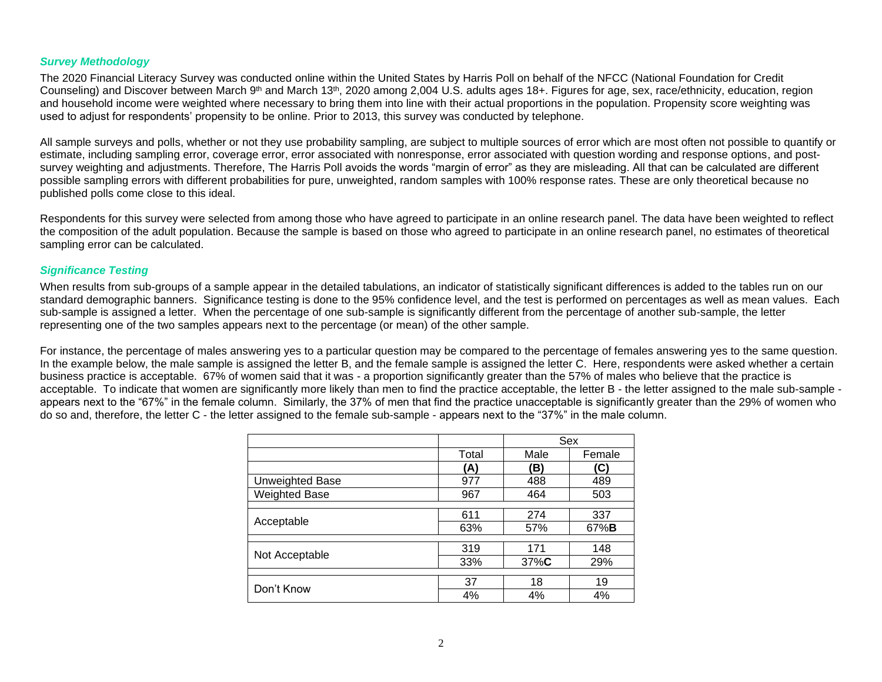### *Survey Methodology*

The 2020 Financial Literacy Survey was conducted online within the United States by Harris Poll on behalf of the NFCC (National Foundation for Credit Counseling) and Discover between March 9th and March 13th, 2020 among 2,004 U.S. adults ages 18+. Figures for age, sex, race/ethnicity, education, region and household income were weighted where necessary to bring them into line with their actual proportions in the population. Propensity score weighting was used to adjust for respondents' propensity to be online. Prior to 2013, this survey was conducted by telephone.

All sample surveys and polls, whether or not they use probability sampling, are subject to multiple sources of error which are most often not possible to quantify or estimate, including sampling error, coverage error, error associated with nonresponse, error associated with question wording and response options, and post-survey weighting and adjustments. Therefore, The Harris Poll avoids the words "margin of error" as they are misleading. All that can be calculated are different possible sampling errors with different probabilities for pure, unweighted, random samples with 100% response rates. These are only theoretical because no published polls come close to this ideal.

Respondents for this survey were selected from among those who have agreed to participate in an online research panel. The data have been weighted to reflect the composition of the adult population. Because the sample is based on those who agreed to participate in an online research panel, no estimates of theoretical sampling error can be calculated.

### *Significance Testing*

When results from sub-groups of a sample appear in the detailed tabulations, an indicator of statistically significant differences is added to the tables run on our standard demographic banners. Significance testing is done to the 95% confidence level, and the test is performed on percentages as well as mean values. Each sub-sample is assigned a letter. When the percentage of one sub-sample is significantly different from the percentage of another sub-sample, the letter representing one of the two samples appears next to the percentage (or mean) of the other sample.

For instance, the percentage of males answering yes to a particular question may be compared to the percentage of females answering yes to the same question. In the example below, the male sample is assigned the letter B, and the female sample is assigned the letter C. Here, respondents were asked whether a certain business practice is acceptable. 67% of women said that it was - a proportion significantly greater than the 57% of males who believe that the practice is acceptable. To indicate that women are significantly more likely than men to find the practice acceptable, the letter B - the letter assigned to the male sub-sample - appears next to the "67%" in the female column. Similarly, the 37% of men that find the practice unacceptable is significantly greater than the 29% of women who do so and, therefore, the letter C - the letter assigned to the female sub-sample - appears next to the "37%" in the male column.

| | | Sex | |
|---|---|---|---|
| | Total | Male | Female |
| | **(A)** | **(B)** | **(C)** |
| Unweighted Base | 977 | 488 | 489 |
| Weighted Base | 967 | 464 | 503 |
| Acceptable | 611 | 274 | 337 |
| | 63% | 57% | 67%**B** |
| Not Acceptable | 319 | 171 | 148 |
| | 33% | 37%**C** | 29% |
| Don't Know | 37 | 18 | 19 |
| | 4% | 4% | 4% |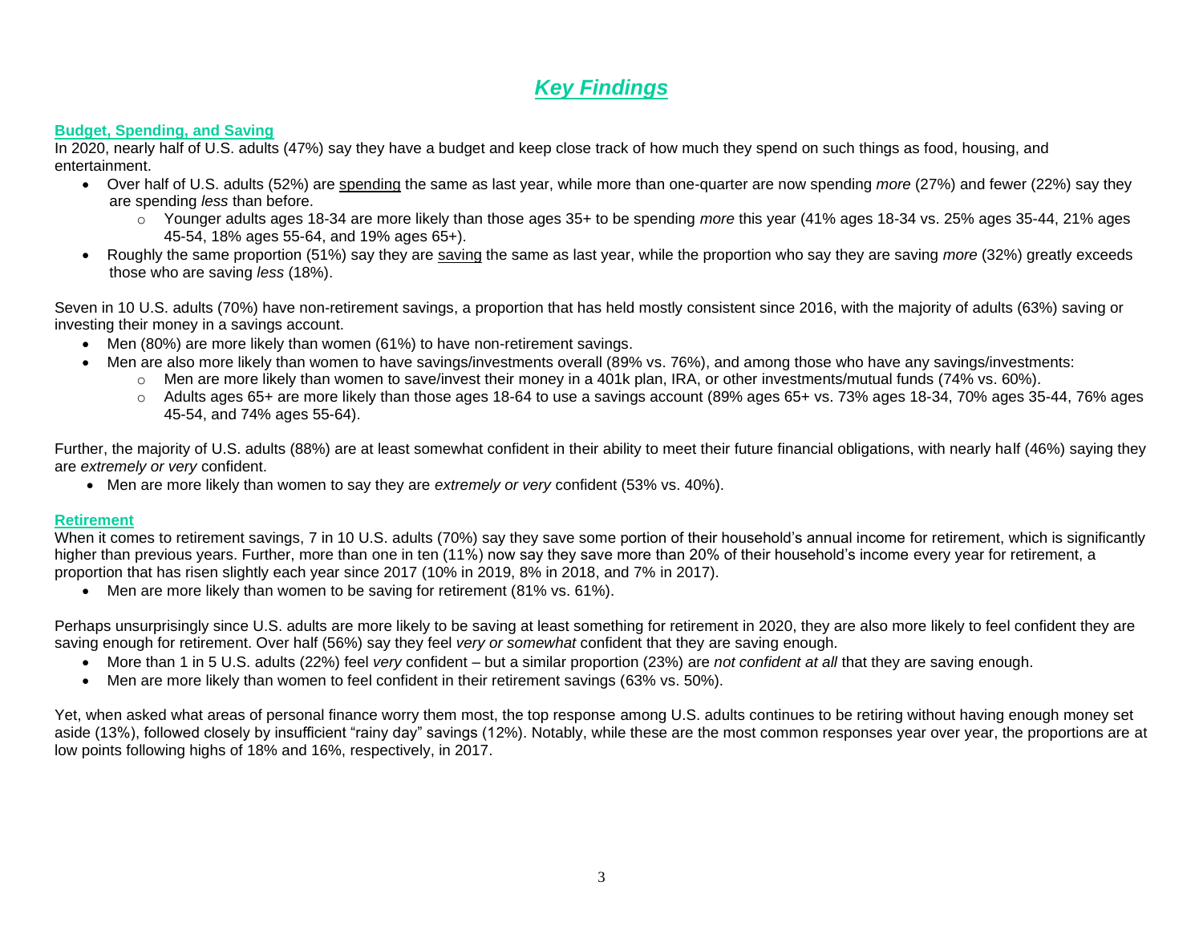# *Key Findings*

## Budget, Spending, and Saving

In 2020, nearly half of U.S. adults (47%) say they have a budget and keep close track of how much they spend on such things as food, housing, and entertainment.

- Over half of U.S. adults (52%) are spending the same as last year, while more than one-quarter are now spending *more* (27%) and fewer (22%) say they are spending *less* than before.
  - Younger adults ages 18-34 are more likely than those ages 35+ to be spending *more* this year (41% ages 18-34 vs. 25% ages 35-44, 21% ages 45-54, 18% ages 55-64, and 19% ages 65+).
- Roughly the same proportion (51%) say they are saving the same as last year, while the proportion who say they are saving *more* (32%) greatly exceeds those who are saving *less* (18%).

Seven in 10 U.S. adults (70%) have non-retirement savings, a proportion that has held mostly consistent since 2016, with the majority of adults (63%) saving or investing their money in a savings account.

- Men (80%) are more likely than women (61%) to have non-retirement savings.
- Men are also more likely than women to have savings/investments overall (89% vs. 76%), and among those who have any savings/investments:
  - Men are more likely than women to save/invest their money in a 401k plan, IRA, or other investments/mutual funds (74% vs. 60%).
  - Adults ages 65+ are more likely than those ages 18-64 to use a savings account (89% ages 65+ vs. 73% ages 18-34, 70% ages 35-44, 76% ages 45-54, and 74% ages 55-64).

Further, the majority of U.S. adults (88%) are at least somewhat confident in their ability to meet their future financial obligations, with nearly half (46%) saying they are *extremely or very* confident.

- Men are more likely than women to say they are *extremely or very* confident (53% vs. 40%).

## Retirement

When it comes to retirement savings, 7 in 10 U.S. adults (70%) say they save some portion of their household's annual income for retirement, which is significantly higher than previous years. Further, more than one in ten (11%) now say they save more than 20% of their household's income every year for retirement, a proportion that has risen slightly each year since 2017 (10% in 2019, 8% in 2018, and 7% in 2017).

- Men are more likely than women to be saving for retirement (81% vs. 61%).

Perhaps unsurprisingly since U.S. adults are more likely to be saving at least something for retirement in 2020, they are also more likely to feel confident they are saving enough for retirement. Over half (56%) say they feel *very or somewhat* confident that they are saving enough.

- More than 1 in 5 U.S. adults (22%) feel *very* confident – but a similar proportion (23%) are *not confident at all* that they are saving enough.
- Men are more likely than women to feel confident in their retirement savings (63% vs. 50%).

Yet, when asked what areas of personal finance worry them most, the top response among U.S. adults continues to be retiring without having enough money set aside (13%), followed closely by insufficient "rainy day" savings (12%). Notably, while these are the most common responses year over year, the proportions are at low points following highs of 18% and 16%, respectively, in 2017.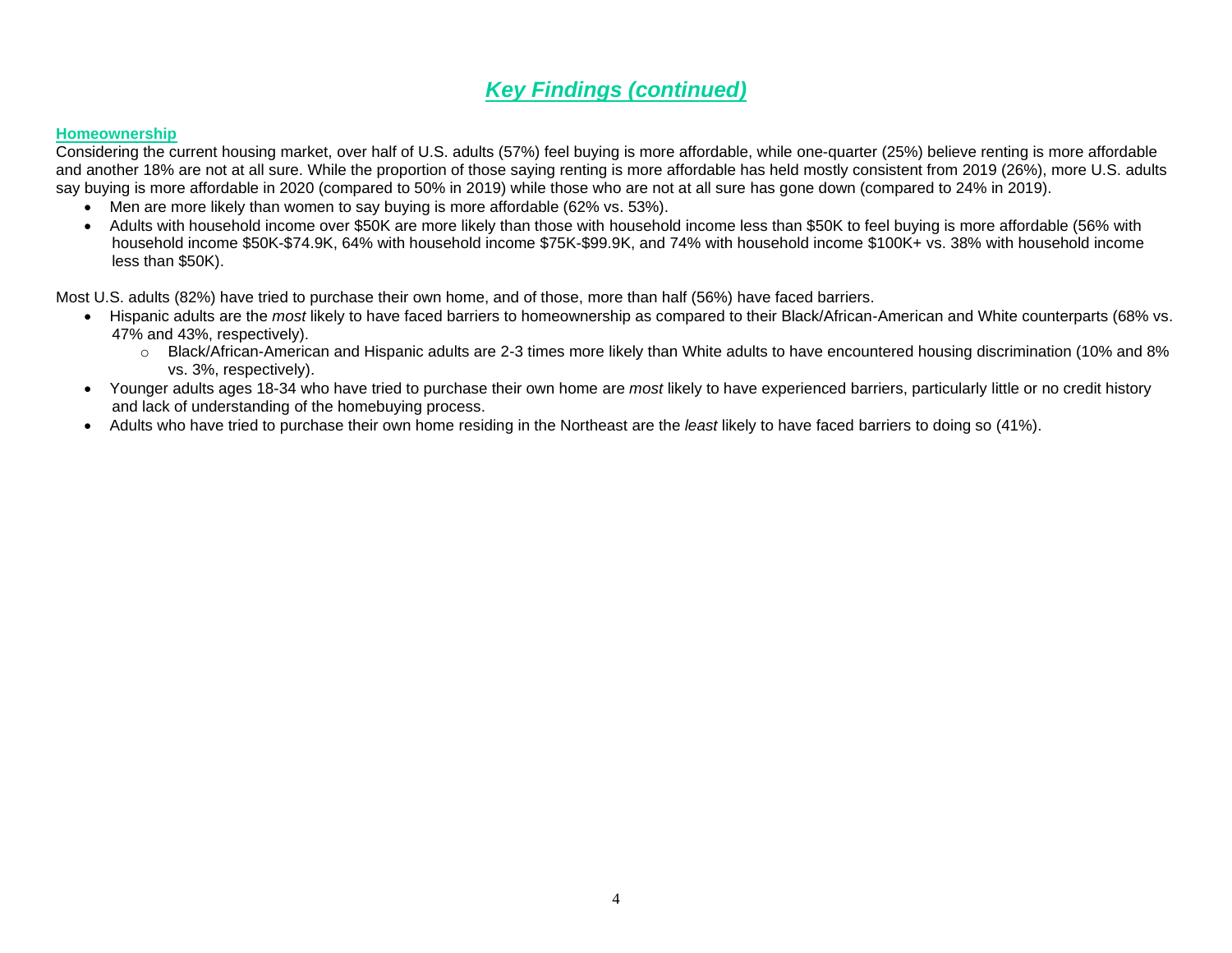# *Key Findings (continued)*

## Homeownership

Considering the current housing market, over half of U.S. adults (57%) feel buying is more affordable, while one-quarter (25%) believe renting is more affordable and another 18% are not at all sure. While the proportion of those saying renting is more affordable has held mostly consistent from 2019 (26%), more U.S. adults say buying is more affordable in 2020 (compared to 50% in 2019) while those who are not at all sure has gone down (compared to 24% in 2019).

- Men are more likely than women to say buying is more affordable (62% vs. 53%).
- Adults with household income over $50K are more likely than those with household income less than $50K to feel buying is more affordable (56% with household income $50K-$74.9K, 64% with household income $75K-$99.9K, and 74% with household income $100K+ vs. 38% with household income less than $50K).

Most U.S. adults (82%) have tried to purchase their own home, and of those, more than half (56%) have faced barriers.

- Hispanic adults are the *most* likely to have faced barriers to homeownership as compared to their Black/African-American and White counterparts (68% vs. 47% and 43%, respectively).
  - Black/African-American and Hispanic adults are 2-3 times more likely than White adults to have encountered housing discrimination (10% and 8% vs. 3%, respectively).
- Younger adults ages 18-34 who have tried to purchase their own home are *most* likely to have experienced barriers, particularly little or no credit history and lack of understanding of the homebuying process.
- Adults who have tried to purchase their own home residing in the Northeast are the *least* likely to have faced barriers to doing so (41%).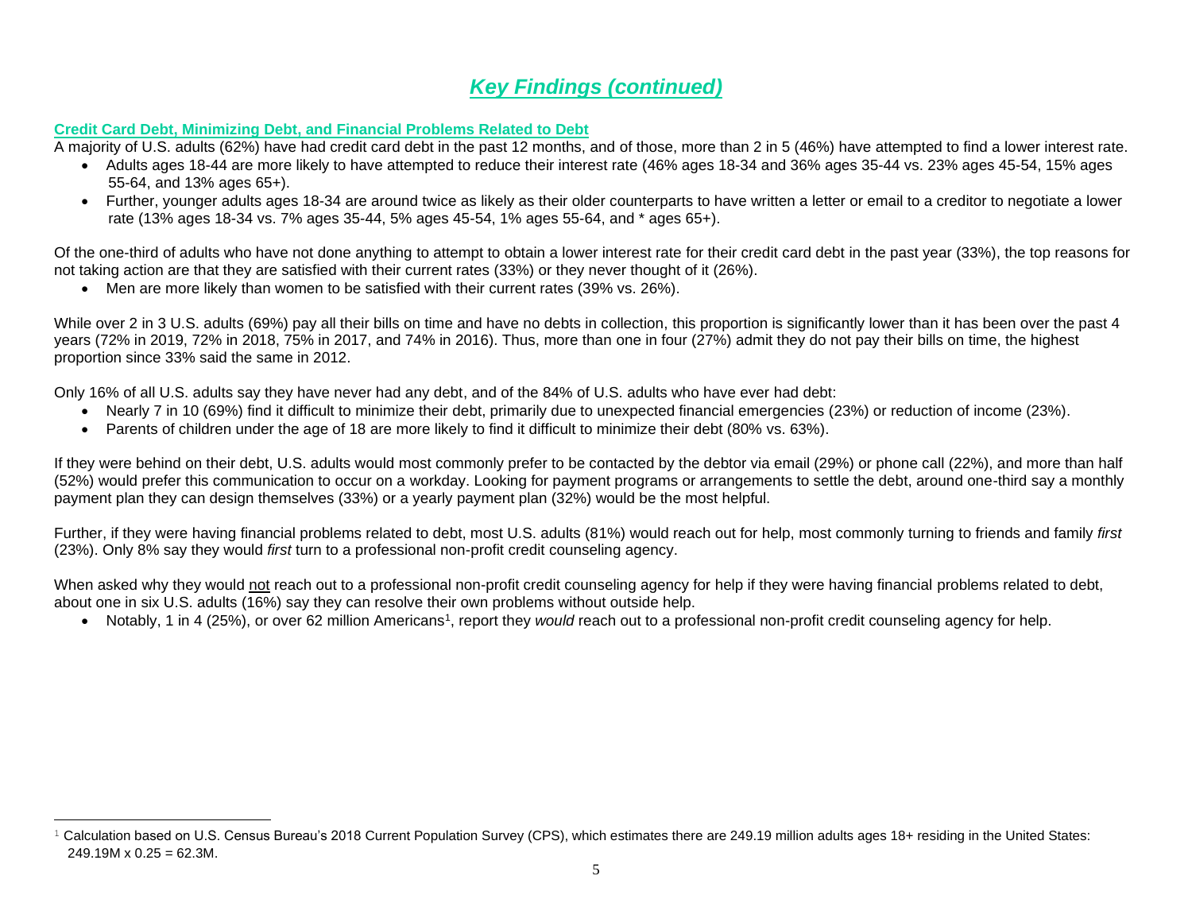# *Key Findings (continued)*

**Credit Card Debt, Minimizing Debt, and Financial Problems Related to Debt**

A majority of U.S. adults (62%) have had credit card debt in the past 12 months, and of those, more than 2 in 5 (46%) have attempted to find a lower interest rate.

- Adults ages 18-44 are more likely to have attempted to reduce their interest rate (46% ages 18-34 and 36% ages 35-44 vs. 23% ages 45-54, 15% ages 55-64, and 13% ages 65+).
- Further, younger adults ages 18-34 are around twice as likely as their older counterparts to have written a letter or email to a creditor to negotiate a lower rate (13% ages 18-34 vs. 7% ages 35-44, 5% ages 45-54, 1% ages 55-64, and * ages 65+).

Of the one-third of adults who have not done anything to attempt to obtain a lower interest rate for their credit card debt in the past year (33%), the top reasons for not taking action are that they are satisfied with their current rates (33%) or they never thought of it (26%).

- Men are more likely than women to be satisfied with their current rates (39% vs. 26%).

While over 2 in 3 U.S. adults (69%) pay all their bills on time and have no debts in collection, this proportion is significantly lower than it has been over the past 4 years (72% in 2019, 72% in 2018, 75% in 2017, and 74% in 2016). Thus, more than one in four (27%) admit they do not pay their bills on time, the highest proportion since 33% said the same in 2012.

Only 16% of all U.S. adults say they have never had any debt, and of the 84% of U.S. adults who have ever had debt:

- Nearly 7 in 10 (69%) find it difficult to minimize their debt, primarily due to unexpected financial emergencies (23%) or reduction of income (23%).
- Parents of children under the age of 18 are more likely to find it difficult to minimize their debt (80% vs. 63%).

If they were behind on their debt, U.S. adults would most commonly prefer to be contacted by the debtor via email (29%) or phone call (22%), and more than half (52%) would prefer this communication to occur on a workday. Looking for payment programs or arrangements to settle the debt, around one-third say a monthly payment plan they can design themselves (33%) or a yearly payment plan (32%) would be the most helpful.

Further, if they were having financial problems related to debt, most U.S. adults (81%) would reach out for help, most commonly turning to friends and family *first* (23%). Only 8% say they would *first* turn to a professional non-profit credit counseling agency.

When asked why they would not reach out to a professional non-profit credit counseling agency for help if they were having financial problems related to debt, about one in six U.S. adults (16%) say they can resolve their own problems without outside help.

- Notably, 1 in 4 (25%), or over 62 million Americans[1], report they *would* reach out to a professional non-profit credit counseling agency for help.

---

[1] Calculation based on U.S. Census Bureau's 2018 Current Population Survey (CPS), which estimates there are 249.19 million adults ages 18+ residing in the United States: 249.19M x 0.25 = 62.3M.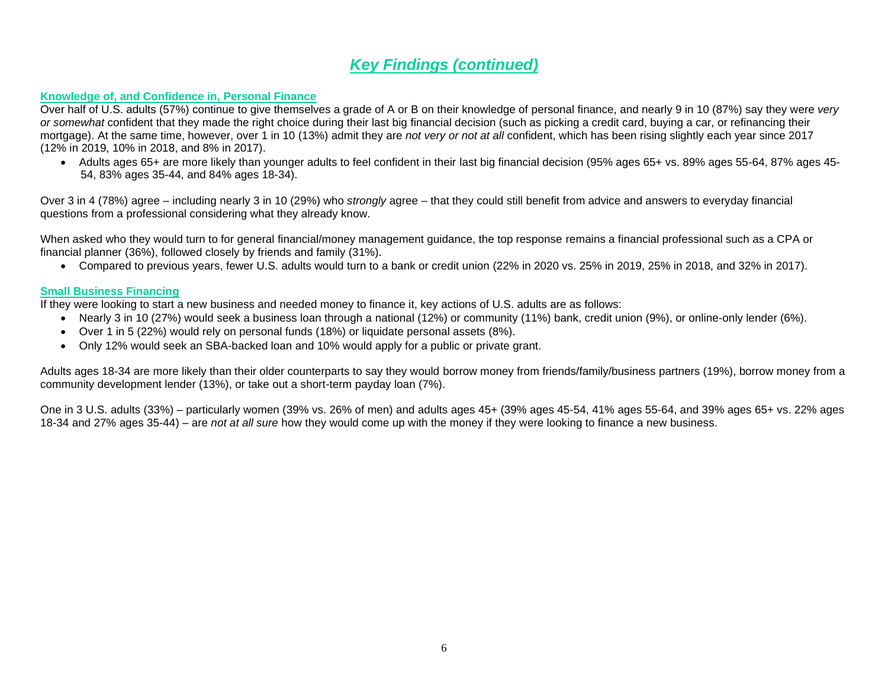# *Key Findings (continued)*

## Knowledge of, and Confidence in, Personal Finance

Over half of U.S. adults (57%) continue to give themselves a grade of A or B on their knowledge of personal finance, and nearly 9 in 10 (87%) say they were *very or somewhat* confident that they made the right choice during their last big financial decision (such as picking a credit card, buying a car, or refinancing their mortgage). At the same time, however, over 1 in 10 (13%) admit they are *not very or not at all* confident, which has been rising slightly each year since 2017 (12% in 2019, 10% in 2018, and 8% in 2017).

- Adults ages 65+ are more likely than younger adults to feel confident in their last big financial decision (95% ages 65+ vs. 89% ages 55-64, 87% ages 45-54, 83% ages 35-44, and 84% ages 18-34).

Over 3 in 4 (78%) agree – including nearly 3 in 10 (29%) who *strongly* agree – that they could still benefit from advice and answers to everyday financial questions from a professional considering what they already know.

When asked who they would turn to for general financial/money management guidance, the top response remains a financial professional such as a CPA or financial planner (36%), followed closely by friends and family (31%).

- Compared to previous years, fewer U.S. adults would turn to a bank or credit union (22% in 2020 vs. 25% in 2019, 25% in 2018, and 32% in 2017).

## Small Business Financing

If they were looking to start a new business and needed money to finance it, key actions of U.S. adults are as follows:

- Nearly 3 in 10 (27%) would seek a business loan through a national (12%) or community (11%) bank, credit union (9%), or online-only lender (6%).
- Over 1 in 5 (22%) would rely on personal funds (18%) or liquidate personal assets (8%).
- Only 12% would seek an SBA-backed loan and 10% would apply for a public or private grant.

Adults ages 18-34 are more likely than their older counterparts to say they would borrow money from friends/family/business partners (19%), borrow money from a community development lender (13%), or take out a short-term payday loan (7%).

One in 3 U.S. adults (33%) – particularly women (39% vs. 26% of men) and adults ages 45+ (39% ages 45-54, 41% ages 55-64, and 39% ages 65+ vs. 22% ages 18-34 and 27% ages 35-44) – are *not at all sure* how they would come up with the money if they were looking to finance a new business.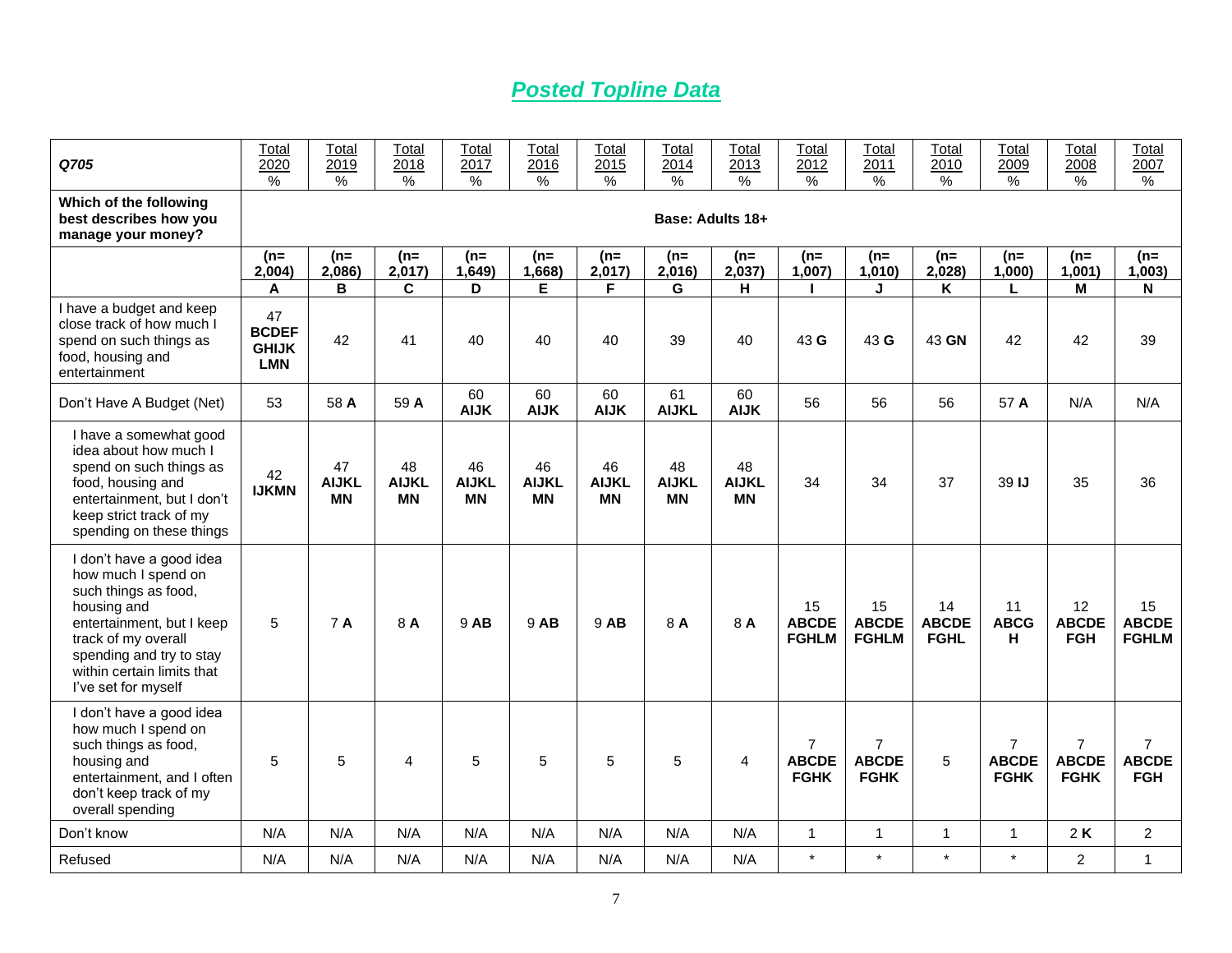## *Posted Topline Data*

| *Q705* | Total 2020 % | Total 2019 % | Total 2018 % | Total 2017 % | Total 2016 % | Total 2015 % | Total 2014 % | Total 2013 % | Total 2012 % | Total 2011 % | Total 2010 % | Total 2009 % | Total 2008 % | Total 2007 % |
|---|---|---|---|---|---|---|---|---|---|---|---|---|---|---|
| **Which of the following best describes how you manage your money?** | **Base: Adults 18+** | | | | | | | | | | | | | |
| | **(n= 2,004)** | **(n= 2,086)** | **(n= 2,017)** | **(n= 1,649)** | **(n= 1,668)** | **(n= 2,017)** | **(n= 2,016)** | **(n= 2,037)** | **(n= 1,007)** | **(n= 1,010)** | **(n= 2,028)** | **(n= 1,000)** | **(n= 1,001)** | **(n= 1,003)** |
| | **A** | **B** | **C** | **D** | **E** | **F** | **G** | **H** | **I** | **J** | **K** | **L** | **M** | **N** |
| I have a budget and keep close track of how much I spend on such things as food, housing and entertainment | 47 **BCDEFGHIJKLMN** | 42 | 41 | 40 | 40 | 40 | 39 | 40 | 43 **G** | 43 **G** | 43 **GN** | 42 | 42 | 39 |
| Don't Have A Budget (Net) | 53 | 58 **A** | 59 **A** | 60 **AIJK** | 60 **AIJK** | 60 **AIJK** | 61 **AIJKL** | 60 **AIJK** | 56 | 56 | 56 | 57 **A** | N/A | N/A |
| I have a somewhat good idea about how much I spend on such things as food, housing and entertainment, but I don't keep strict track of my spending on these things | 42 **IJKMN** | 47 **AIJKLMN** | 48 **AIJKLMN** | 46 **AIJKLMN** | 46 **AIJKLMN** | 46 **AIJKLMN** | 48 **AIJKLMN** | 48 **AIJKLMN** | 34 | 34 | 37 | 39 **IJ** | 35 | 36 |
| I don't have a good idea how much I spend on such things as food, housing and entertainment, but I keep track of my overall spending and try to stay within certain limits that I've set for myself | 5 | 7 **A** | 8 **A** | 9 **AB** | 9 **AB** | 9 **AB** | 8 **A** | 8 **A** | 15 **ABCDEFGHLM** | 15 **ABCDEFGHLM** | 14 **ABCDEFGHL** | 11 **ABCGH** | 12 **ABCDEFGH** | 15 **ABCDEFGHLM** |
| I don't have a good idea how much I spend on such things as food, housing and entertainment, and I often don't keep track of my overall spending | 5 | 5 | 4 | 5 | 5 | 5 | 5 | 4 | 7 **ABCDEFGHK** | 7 **ABCDEFGHK** | 5 | 7 **ABCDEFGHK** | 7 **ABCDEFGHK** | 7 **ABCDEFGH** |
| Don't know | N/A | N/A | N/A | N/A | N/A | N/A | N/A | N/A | 1 | 1 | 1 | 1 | 2 **K** | 2 |
| Refused | N/A | N/A | N/A | N/A | N/A | N/A | N/A | N/A | * | * | * | * | 2 | 1 |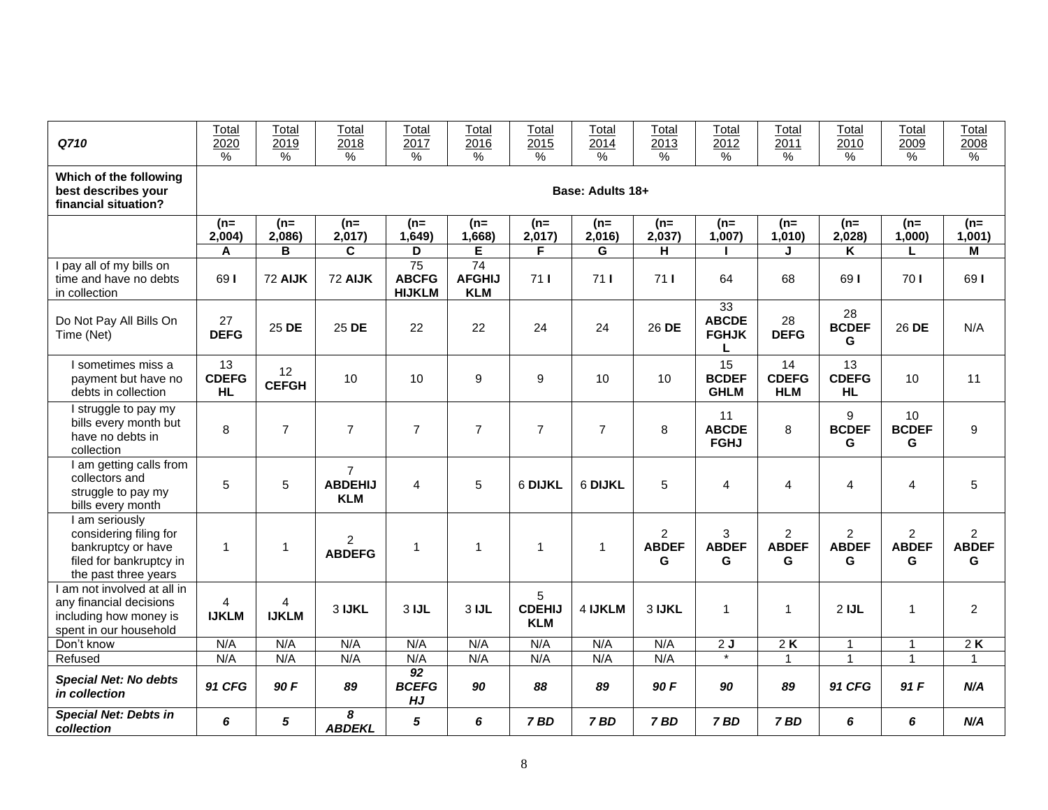| Q710 | Total 2020 % | Total 2019 % | Total 2018 % | Total 2017 % | Total 2016 % | Total 2015 % | Total 2014 % | Total 2013 % | Total 2012 % | Total 2011 % | Total 2010 % | Total 2009 % | Total 2008 % |
|---|---|---|---|---|---|---|---|---|---|---|---|---|---|
| **Which of the following best describes your financial situation?** | **Base: Adults 18+** | | | | | | | | | | | | |
| | **(n= 2,004)** | **(n= 2,086)** | **(n= 2,017)** | **(n= 1,649)** | **(n= 1,668)** | **(n= 2,017)** | **(n= 2,016)** | **(n= 2,037)** | **(n= 1,007)** | **(n= 1,010)** | **(n= 2,028)** | **(n= 1,000)** | **(n= 1,001)** |
| | **A** | **B** | **C** | **D** | **E** | **F** | **G** | **H** | **I** | **J** | **K** | **L** | **M** |
| I pay all of my bills on time and have no debts in collection | 69 **I** | 72 **AIJK** | 72 **AIJK** | 75 **ABCFGHIJKLM** | 74 **AFGHIJKLM** | 71 **I** | 71 **I** | 71 **I** | 64 | 68 | 69 **I** | 70 **I** | 69 **I** |
| Do Not Pay All Bills On Time (Net) | 27 **DEFG** | 25 **DE** | 25 **DE** | 22 | 22 | 24 | 24 | 26 **DE** | 33 **ABCDEFGHJKL** | 28 **DEFG** | 28 **BCDEFG** | 26 **DE** | N/A |
| I sometimes miss a payment but have no debts in collection | 13 **CDEFGHL** | 12 **CEFGH** | 10 | 10 | 9 | 9 | 10 | 10 | 15 **BCDEFGHLM** | 14 **CDEFGHLM** | 13 **CDEFGHL** | 10 | 11 |
| I struggle to pay my bills every month but have no debts in collection | 8 | 7 | 7 | 7 | 7 | 7 | 7 | 8 | 11 **ABCDEFGHJ** | 8 | 9 **BCDEFG** | 10 **BCDEFG** | 9 |
| I am getting calls from collectors and struggle to pay my bills every month | 5 | 5 | 7 **ABDEHIJKLM** | 4 | 5 | 6 **DIJKL** | 6 **DIJKL** | 5 | 4 | 4 | 4 | 4 | 5 |
| I am seriously considering filing for bankruptcy or have filed for bankruptcy in the past three years | 1 | 1 | 2 **ABDEFG** | 1 | 1 | 1 | 1 | 2 **ABDEFG** | 3 **ABDEFG** | 2 **ABDEFG** | 2 **ABDEFG** | 2 **ABDEFG** | 2 **ABDEFG** |
| I am not involved at all in any financial decisions including how money is spent in our household | 4 **IJKLM** | 4 **IJKLM** | 3 **IJKL** | 3 **IJL** | 3 **IJL** | 5 **CDEHIJKLM** | 4 **IJKLM** | 3 **IJKL** | 1 | 1 | 2 **IJL** | 1 | 2 |
| Don't know | N/A | N/A | N/A | N/A | N/A | N/A | N/A | N/A | 2 **J** | 2 **K** | 1 | 1 | 2 **K** |
| Refused | N/A | N/A | N/A | N/A | N/A | N/A | N/A | N/A | * | 1 | 1 | 1 | 1 |
| ***Special Net: No debts in collection*** | ***91 CFG*** | ***90 F*** | ***89*** | ***92 BCEFGHJ*** | ***90*** | ***88*** | ***89*** | ***90 F*** | ***90*** | ***89*** | ***91 CFG*** | ***91 F*** | ***N/A*** |
| ***Special Net: Debts in collection*** | ***6*** | ***5*** | ***8 ABDEKL*** | ***5*** | ***6*** | ***7 BD*** | ***7 BD*** | ***7 BD*** | ***7 BD*** | ***7 BD*** | ***6*** | ***6*** | ***N/A*** |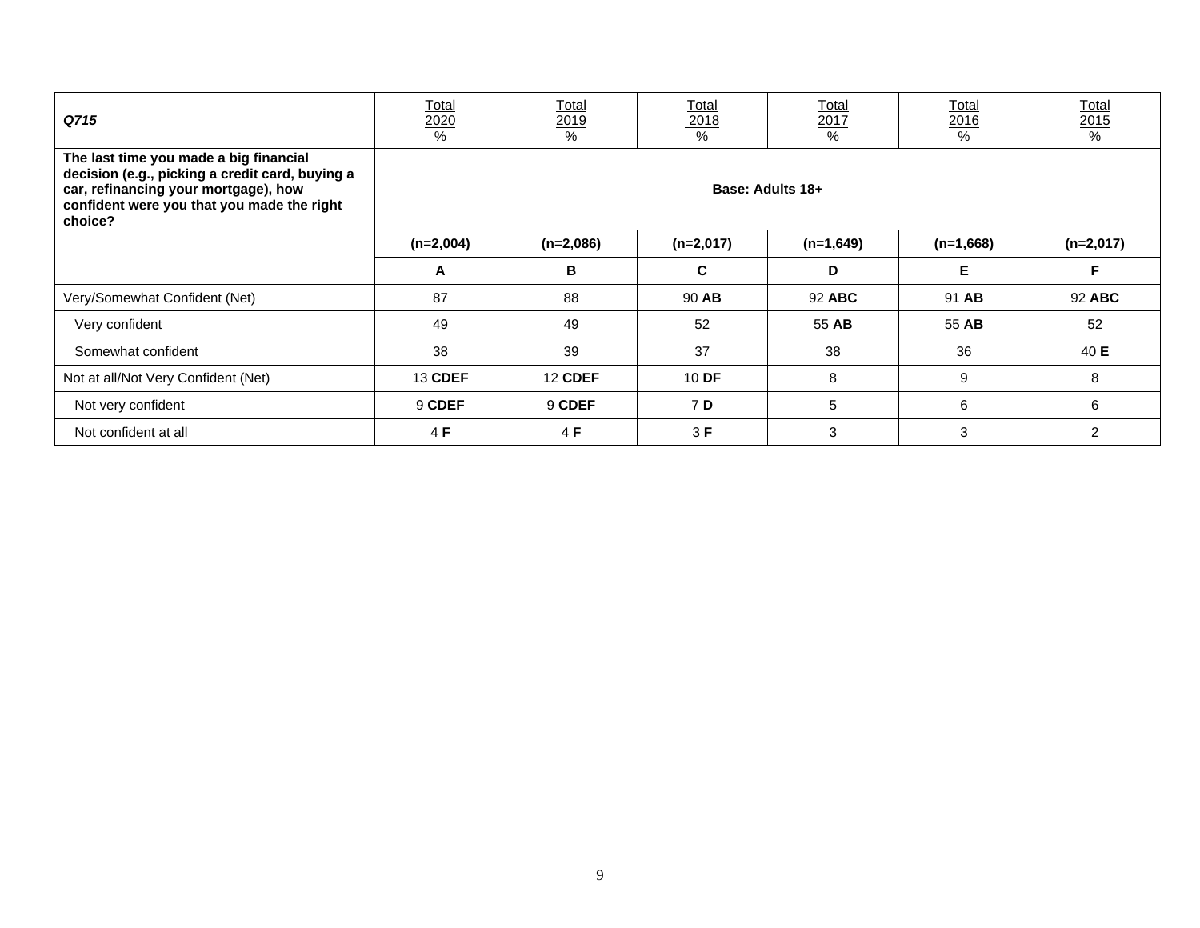| *Q715* | Total 2020 % | Total 2019 % | Total 2018 % | Total 2017 % | Total 2016 % | Total 2015 % |
|---|---|---|---|---|---|---|
| **The last time you made a big financial decision (e.g., picking a credit card, buying a car, refinancing your mortgage), how confident were you that you made the right choice?** | **Base: Adults 18+** | | | | | |
| | **(n=2,004)** | **(n=2,086)** | **(n=2,017)** | **(n=1,649)** | **(n=1,668)** | **(n=2,017)** |
| | **A** | **B** | **C** | **D** | **E** | **F** |
| Very/Somewhat Confident (Net) | 87 | 88 | 90 **AB** | 92 **ABC** | 91 **AB** | 92 **ABC** |
| Very confident | 49 | 49 | 52 | 55 **AB** | 55 **AB** | 52 |
| Somewhat confident | 38 | 39 | 37 | 38 | 36 | 40 **E** |
| Not at all/Not Very Confident (Net) | 13 **CDEF** | 12 **CDEF** | 10 **DF** | 8 | 9 | 8 |
| Not very confident | 9 **CDEF** | 9 **CDEF** | 7 **D** | 5 | 6 | 6 |
| Not confident at all | 4 **F** | 4 **F** | 3 **F** | 3 | 3 | 2 |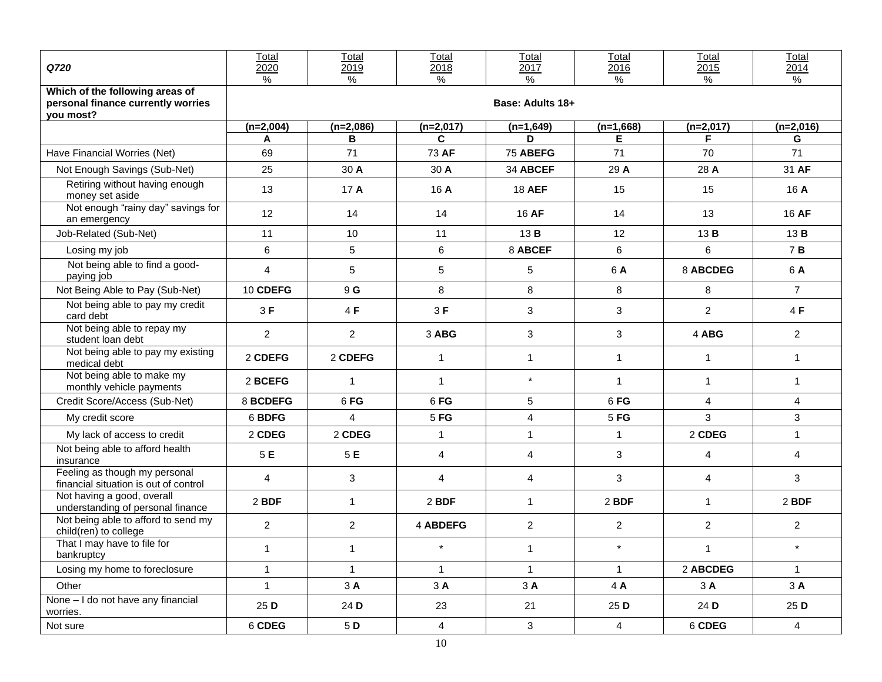| *Q720* | Total 2020 % | Total 2019 % | Total 2018 % | Total 2017 % | Total 2016 % | Total 2015 % | Total 2014 % |
|---|---|---|---|---|---|---|---|
| **Which of the following areas of personal finance currently worries you most?** | **Base: Adults 18+** | | | | | | |
| | **(n=2,004)** | **(n=2,086)** | **(n=2,017)** | **(n=1,649)** | **(n=1,668)** | **(n=2,017)** | **(n=2,016)** |
| | **A** | **B** | **C** | **D** | **E** | **F** | **G** |
| Have Financial Worries (Net) | 69 | 71 | 73 **AF** | 75 **ABEFG** | 71 | 70 | 71 |
| Not Enough Savings (Sub-Net) | 25 | 30 **A** | 30 **A** | 34 **ABCEF** | 29 **A** | 28 **A** | 31 **AF** |
| Retiring without having enough money set aside | 13 | 17 **A** | 16 **A** | 18 **AEF** | 15 | 15 | 16 **A** |
| Not enough "rainy day" savings for an emergency | 12 | 14 | 14 | 16 **AF** | 14 | 13 | 16 **AF** |
| Job-Related (Sub-Net) | 11 | 10 | 11 | 13 **B** | 12 | 13 **B** | 13 **B** |
| Losing my job | 6 | 5 | 6 | 8 **ABCEF** | 6 | 6 | 7 **B** |
| Not being able to find a good-paying job | 4 | 5 | 5 | 5 | 6 **A** | 8 **ABCDEG** | 6 **A** |
| Not Being Able to Pay (Sub-Net) | 10 **CDEFG** | 9 **G** | 8 | 8 | 8 | 8 | 7 |
| Not being able to pay my credit card debt | 3 **F** | 4 **F** | 3 **F** | 3 | 3 | 2 | 4 **F** |
| Not being able to repay my student loan debt | 2 | 2 | 3 **ABG** | 3 | 3 | 4 **ABG** | 2 |
| Not being able to pay my existing medical debt | 2 **CDEFG** | 2 **CDEFG** | 1 | 1 | 1 | 1 | 1 |
| Not being able to make my monthly vehicle payments | 2 **BCEFG** | 1 | 1 | * | 1 | 1 | 1 |
| Credit Score/Access (Sub-Net) | 8 **BCDEFG** | 6 **FG** | 6 **FG** | 5 | 6 **FG** | 4 | 4 |
| My credit score | 6 **BDFG** | 4 | 5 **FG** | 4 | 5 **FG** | 3 | 3 |
| My lack of access to credit | 2 **CDEG** | 2 **CDEG** | 1 | 1 | 1 | 2 **CDEG** | 1 |
| Not being able to afford health insurance | 5 **E** | 5 **E** | 4 | 4 | 3 | 4 | 4 |
| Feeling as though my personal financial situation is out of control | 4 | 3 | 4 | 4 | 3 | 4 | 3 |
| Not having a good, overall understanding of personal finance | 2 **BDF** | 1 | 2 **BDF** | 1 | 2 **BDF** | 1 | 2 **BDF** |
| Not being able to afford to send my child(ren) to college | 2 | 2 | 4 **ABDEFG** | 2 | 2 | 2 | 2 |
| That I may have to file for bankruptcy | 1 | 1 | * | 1 | * | 1 | * |
| Losing my home to foreclosure | 1 | 1 | 1 | 1 | 1 | 2 **ABCDEG** | 1 |
| Other | 1 | 3 **A** | 3 **A** | 3 **A** | 4 **A** | 3 **A** | 3 **A** |
| None – I do not have any financial worries. | 25 **D** | 24 **D** | 23 | 21 | 25 **D** | 24 **D** | 25 **D** |
| Not sure | 6 **CDEG** | 5 **D** | 4 | 3 | 4 | 6 **CDEG** | 4 |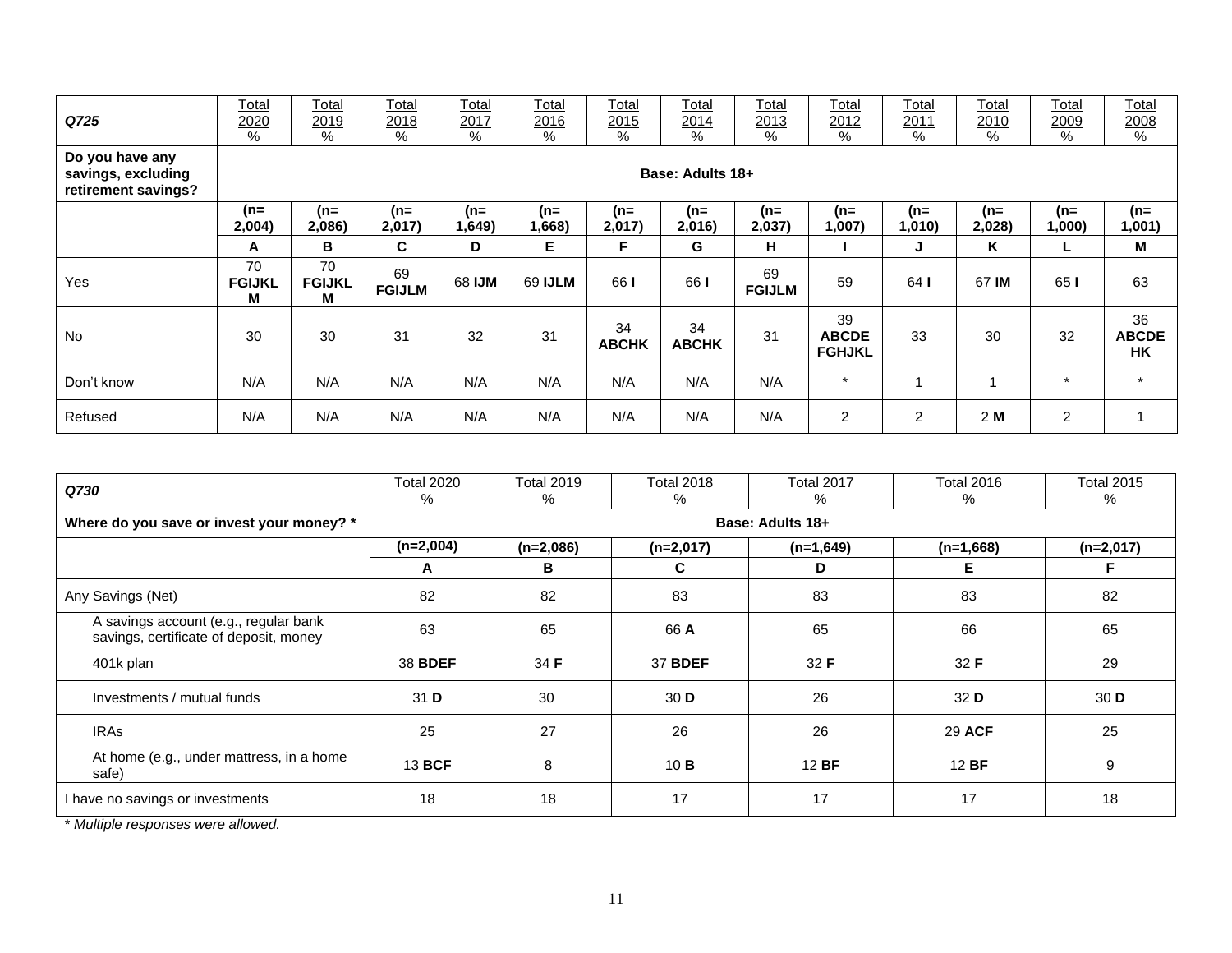| Q725 | Total 2020 % | Total 2019 % | Total 2018 % | Total 2017 % | Total 2016 % | Total 2015 % | Total 2014 % | Total 2013 % | Total 2012 % | Total 2011 % | Total 2010 % | Total 2009 % | Total 2008 % |
|---|---|---|---|---|---|---|---|---|---|---|---|---|---|
| **Do you have any savings, excluding retirement savings?** | **Base: Adults 18+** | | | | | | | | | | | | |
| | **(n= 2,004)** | **(n= 2,086)** | **(n= 2,017)** | **(n= 1,649)** | **(n= 1,668)** | **(n= 2,017)** | **(n= 2,016)** | **(n= 2,037)** | **(n= 1,007)** | **(n= 1,010)** | **(n= 2,028)** | **(n= 1,000)** | **(n= 1,001)** |
| | **A** | **B** | **C** | **D** | **E** | **F** | **G** | **H** | **I** | **J** | **K** | **L** | **M** |
| Yes | 70 **FGIJKLM** | 70 **FGIJKLM** | 69 **FGIJLM** | 68 **IJM** | 69 **IJLM** | 66 **I** | 66 **I** | 69 **FGIJLM** | 59 | 64 **I** | 67 **IM** | 65 **I** | 63 |
| No | 30 | 30 | 31 | 32 | 31 | 34 **ABCHK** | 34 **ABCHK** | 31 | 39 **ABCDEFGHJKL** | 33 | 30 | 32 | 36 **ABCDEHK** |
| Don't know | N/A | N/A | N/A | N/A | N/A | N/A | N/A | N/A | * | 1 | 1 | * | * |
| Refused | N/A | N/A | N/A | N/A | N/A | N/A | N/A | N/A | 2 | 2 | 2 **M** | 2 | 1 |

| Q730 | Total 2020 % | Total 2019 % | Total 2018 % | Total 2017 % | Total 2016 % | Total 2015 % |
|---|---|---|---|---|---|---|
| **Where do you save or invest your money? *** | **Base: Adults 18+** | | | | | |
| | **(n=2,004)** | **(n=2,086)** | **(n=2,017)** | **(n=1,649)** | **(n=1,668)** | **(n=2,017)** |
| | **A** | **B** | **C** | **D** | **E** | **F** |
| Any Savings (Net) | 82 | 82 | 83 | 83 | 83 | 82 |
| A savings account (e.g., regular bank savings, certificate of deposit, money | 63 | 65 | 66 **A** | 65 | 66 | 65 |
| 401k plan | 38 **BDEF** | 34 **F** | 37 **BDEF** | 32 **F** | 32 **F** | 29 |
| Investments / mutual funds | 31 **D** | 30 | 30 **D** | 26 | 32 **D** | 30 **D** |
| IRAs | 25 | 27 | 26 | 26 | 29 **ACF** | 25 |
| At home (e.g., under mattress, in a home safe) | 13 **BCF** | 8 | 10 **B** | 12 **BF** | 12 **BF** | 9 |
| I have no savings or investments | 18 | 18 | 17 | 17 | 17 | 18 |

*\* Multiple responses were allowed.*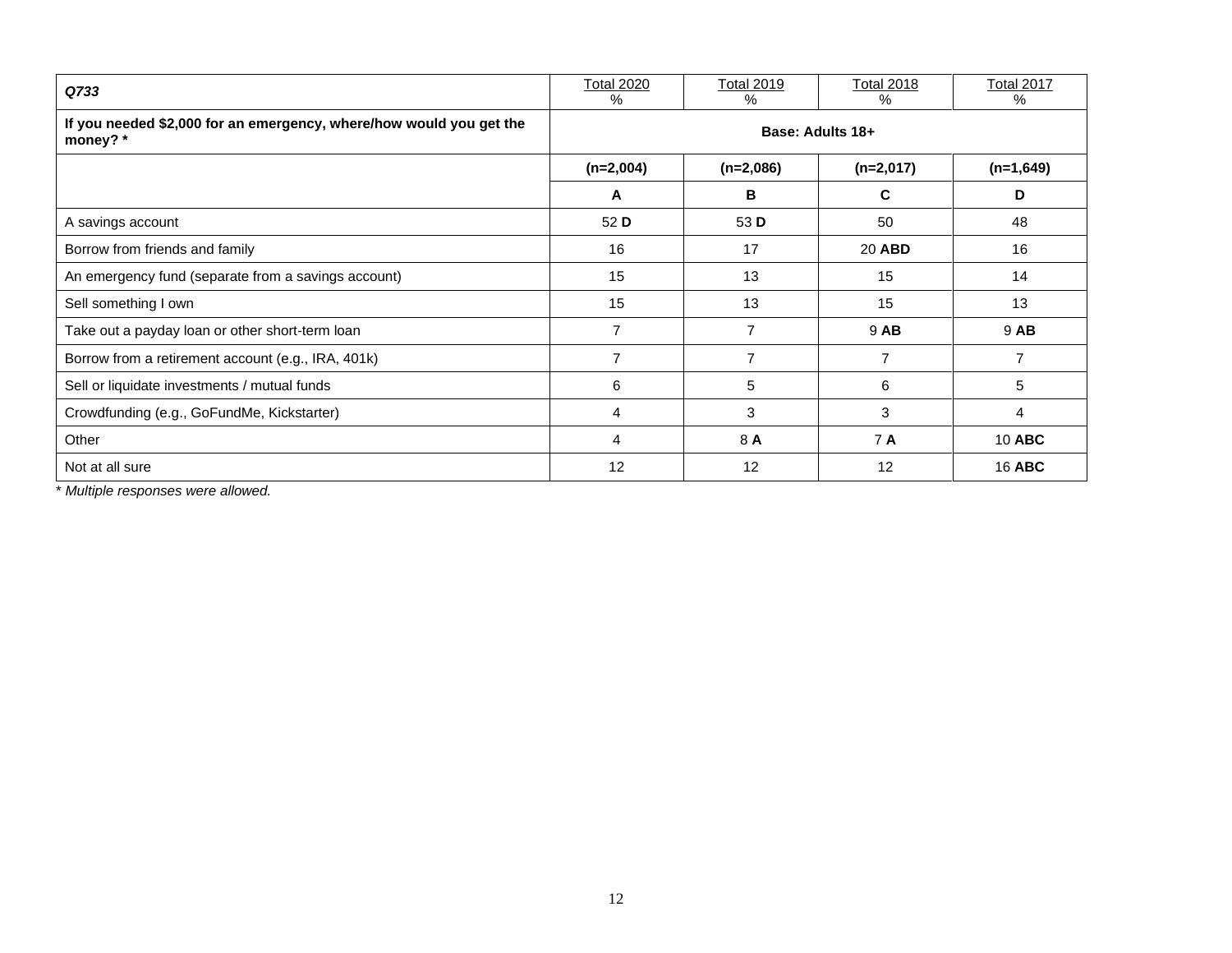| *Q733* | Total 2020<br>% | Total 2019<br>% | Total 2018<br>% | Total 2017<br>% |
|---|---|---|---|---|
| **If you needed $2,000 for an emergency, where/how would you get the money? *** | **Base: Adults 18+** | | | |
| | **(n=2,004)** | **(n=2,086)** | **(n=2,017)** | **(n=1,649)** |
| | **A** | **B** | **C** | **D** |
| A savings account | 52 **D** | 53 **D** | 50 | 48 |
| Borrow from friends and family | 16 | 17 | 20 **ABD** | 16 |
| An emergency fund (separate from a savings account) | 15 | 13 | 15 | 14 |
| Sell something I own | 15 | 13 | 15 | 13 |
| Take out a payday loan or other short-term loan | 7 | 7 | 9 **AB** | 9 **AB** |
| Borrow from a retirement account (e.g., IRA, 401k) | 7 | 7 | 7 | 7 |
| Sell or liquidate investments / mutual funds | 6 | 5 | 6 | 5 |
| Crowdfunding (e.g., GoFundMe, Kickstarter) | 4 | 3 | 3 | 4 |
| Other | 4 | 8 **A** | 7 **A** | 10 **ABC** |
| Not at all sure | 12 | 12 | 12 | 16 **ABC** |

*\* Multiple responses were allowed.*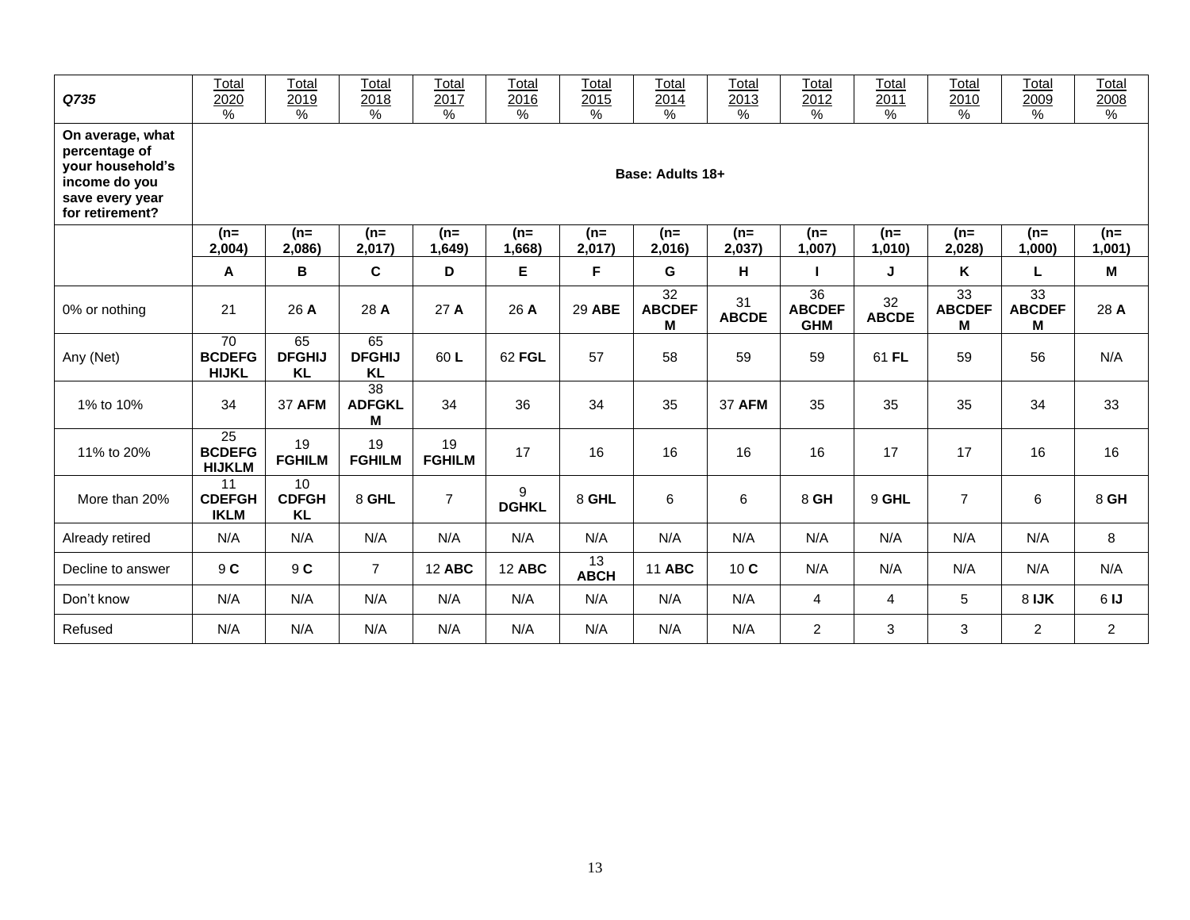| *Q735* | Total 2020 % | Total 2019 % | Total 2018 % | Total 2017 % | Total 2016 % | Total 2015 % | Total 2014 % | Total 2013 % | Total 2012 % | Total 2011 % | Total 2010 % | Total 2009 % | Total 2008 % |
|---|---|---|---|---|---|---|---|---|---|---|---|---|---|
| **On average, what percentage of your household's income do you save every year for retirement?** | **Base: Adults 18+** | | | | | | | | | | | | |
| | **(n= 2,004)** | **(n= 2,086)** | **(n= 2,017)** | **(n= 1,649)** | **(n= 1,668)** | **(n= 2,017)** | **(n= 2,016)** | **(n= 2,037)** | **(n= 1,007)** | **(n= 1,010)** | **(n= 2,028)** | **(n= 1,000)** | **(n= 1,001)** |
| | **A** | **B** | **C** | **D** | **E** | **F** | **G** | **H** | **I** | **J** | **K** | **L** | **M** |
| 0% or nothing | 21 | 26 **A** | 28 **A** | 27 **A** | 26 **A** | 29 **ABE** | 32 **ABCDEFM** | 31 **ABCDE** | 36 **ABCDEFGHM** | 32 **ABCDE** | 33 **ABCDEFM** | 33 **ABCDEFM** | 28 **A** |
| Any (Net) | 70 **BCDEFGHIJKL** | 65 **DFGHIJKL** | 65 **DFGHIJKL** | 60 **L** | 62 **FGL** | 57 | 58 | 59 | 59 | 61 **FL** | 59 | 56 | N/A |
| 1% to 10% | 34 | 37 **AFM** | 38 **ADFGKLM** | 34 | 36 | 34 | 35 | 37 **AFM** | 35 | 35 | 35 | 34 | 33 |
| 11% to 20% | 25 **BCDEFGHIJKLM** | 19 **FGHILM** | 19 **FGHILM** | 19 **FGHILM** | 17 | 16 | 16 | 16 | 16 | 17 | 17 | 16 | 16 |
| More than 20% | 11 **CDEFGHIKLM** | 10 **CDFGHKL** | 8 **GHL** | 7 | 9 **DGHKL** | 8 **GHL** | 6 | 6 | 8 **GH** | 9 **GHL** | 7 | 6 | 8 **GH** |
| Already retired | N/A | N/A | N/A | N/A | N/A | N/A | N/A | N/A | N/A | N/A | N/A | N/A | 8 |
| Decline to answer | 9 **C** | 9 **C** | 7 | 12 **ABC** | 12 **ABC** | 13 **ABCH** | 11 **ABC** | 10 **C** | N/A | N/A | N/A | N/A | N/A |
| Don't know | N/A | N/A | N/A | N/A | N/A | N/A | N/A | N/A | 4 | 4 | 5 | 8 **IJK** | 6 **IJ** |
| Refused | N/A | N/A | N/A | N/A | N/A | N/A | N/A | N/A | 2 | 3 | 3 | 2 | 2 |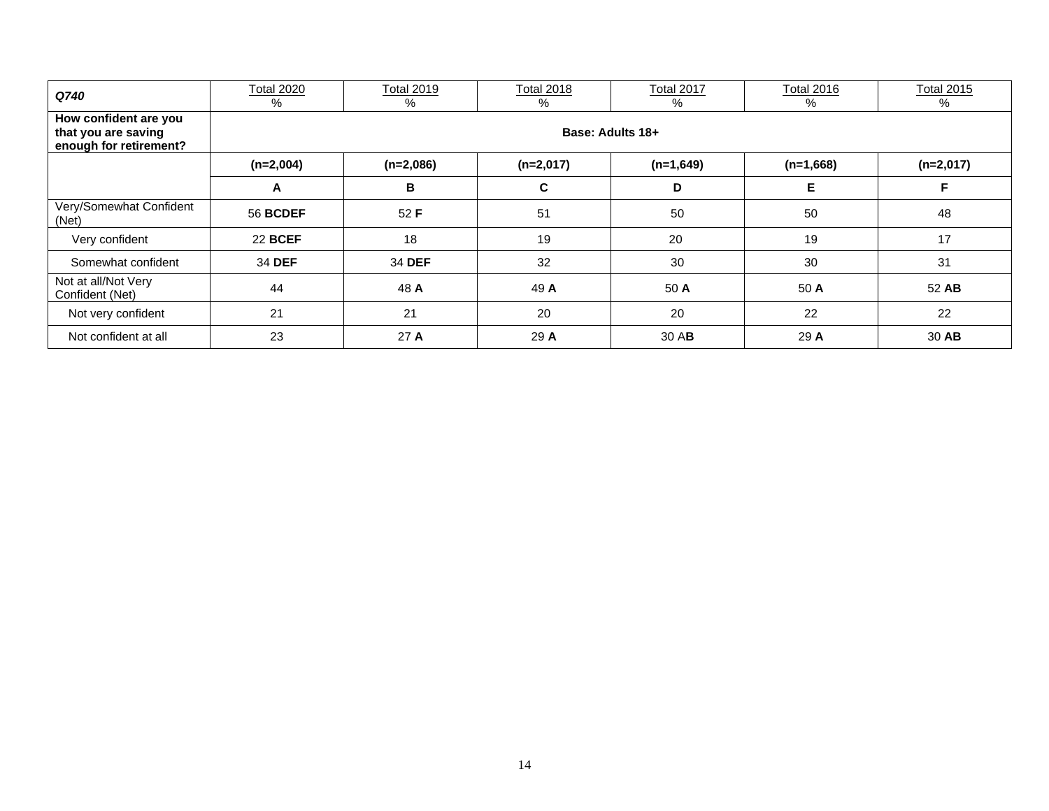| *Q740* | Total 2020<br>% | Total 2019<br>% | Total 2018<br>% | Total 2017<br>% | Total 2016<br>% | Total 2015<br>% |
|---|---|---|---|---|---|---|
| **How confident are you that you are saving enough for retirement?** | **Base: Adults 18+** | | | | | |
| | **(n=2,004)** | **(n=2,086)** | **(n=2,017)** | **(n=1,649)** | **(n=1,668)** | **(n=2,017)** |
| | **A** | **B** | **C** | **D** | **E** | **F** |
| Very/Somewhat Confident (Net) | 56 **BCDEF** | 52 **F** | 51 | 50 | 50 | 48 |
| Very confident | 22 **BCEF** | 18 | 19 | 20 | 19 | 17 |
| Somewhat confident | 34 **DEF** | 34 **DEF** | 32 | 30 | 30 | 31 |
| Not at all/Not Very Confident (Net) | 44 | 48 **A** | 49 **A** | 50 **A** | 50 **A** | 52 **AB** |
| Not very confident | 21 | 21 | 20 | 20 | 22 | 22 |
| Not confident at all | 23 | 27 **A** | 29 **A** | 30 A**B** | 29 **A** | 30 **AB** |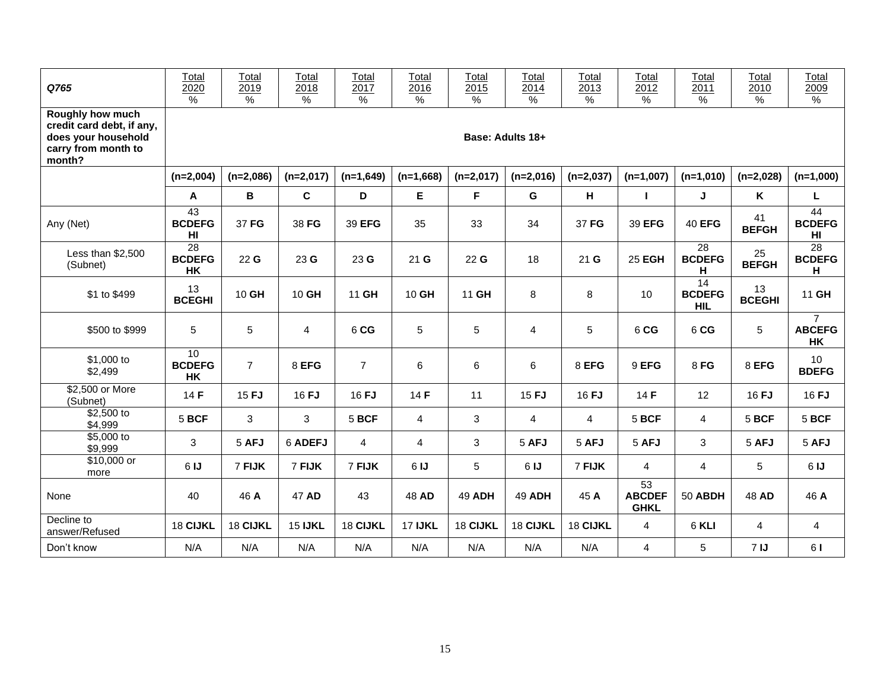| *Q765* | Total 2020 % | Total 2019 % | Total 2018 % | Total 2017 % | Total 2016 % | Total 2015 % | Total 2014 % | Total 2013 % | Total 2012 % | Total 2011 % | Total 2010 % | Total 2009 % |
|---|---|---|---|---|---|---|---|---|---|---|---|---|
| **Roughly how much credit card debt, if any, does your household carry from month to month?** | **Base: Adults 18+** | | | | | | | | | | | |
| | **(n=2,004)** | **(n=2,086)** | **(n=2,017)** | **(n=1,649)** | **(n=1,668)** | **(n=2,017)** | **(n=2,016)** | **(n=2,037)** | **(n=1,007)** | **(n=1,010)** | **(n=2,028)** | **(n=1,000)** |
| | **A** | **B** | **C** | **D** | **E** | **F** | **G** | **H** | **I** | **J** | **K** | **L** |
| Any (Net) | 43 **BCDEFGHI** | 37 **FG** | 38 **FG** | 39 **EFG** | 35 | 33 | 34 | 37 **FG** | 39 **EFG** | 40 **EFG** | 41 **BEFGH** | 44 **BCDEFGHI** |
| Less than $2,500 (Subnet) | 28 **BCDEFGHK** | 22 **G** | 23 **G** | 23 **G** | 21 **G** | 22 **G** | 18 | 21 **G** | 25 **EGH** | 28 **BCDEFGH** | 25 **BEFGH** | 28 **BCDEFGH** |
| $1 to $499 | 13 **BCEGHI** | 10 **GH** | 10 **GH** | 11 **GH** | 10 **GH** | 11 **GH** | 8 | 8 | 10 | 14 **BCDEFGHIL** | 13 **BCEGHI** | 11 **GH** |
| $500 to $999 | 5 | 5 | 4 | 6 **CG** | 5 | 5 | 4 | 5 | 6 **CG** | 6 **CG** | 5 | 7 **ABCEFGHK** |
| $1,000 to $2,499 | 10 **BCDEFGHK** | 7 | 8 **EFG** | 7 | 6 | 6 | 6 | 8 **EFG** | 9 **EFG** | 8 **FG** | 8 **EFG** | 10 **BDEFG** |
| $2,500 or More (Subnet) | 14 **F** | 15 **FJ** | 16 **FJ** | 16 **FJ** | 14 **F** | 11 | 15 **FJ** | 16 **FJ** | 14 **F** | 12 | 16 **FJ** | 16 **FJ** |
| $2,500 to $4,999 | 5 **BCF** | 3 | 3 | 5 **BCF** | 4 | 3 | 4 | 4 | 5 **BCF** | 4 | 5 **BCF** | 5 **BCF** |
| $5,000 to $9,999 | 3 | 5 **AFJ** | 6 **ADEFJ** | 4 | 4 | 3 | 5 **AFJ** | 5 **AFJ** | 5 **AFJ** | 3 | 5 **AFJ** | 5 **AFJ** |
| $10,000 or more | 6 **IJ** | 7 **FIJK** | 7 **FIJK** | 7 **FIJK** | 6 **IJ** | 5 | 6 **IJ** | 7 **FIJK** | 4 | 4 | 5 | 6 **IJ** |
| None | 40 | 46 **A** | 47 **AD** | 43 | 48 **AD** | 49 **ADH** | 49 **ADH** | 45 **A** | 53 **ABCDEFGHKL** | 50 **ABDH** | 48 **AD** | 46 **A** |
| Decline to answer/Refused | 18 **CIJKL** | 18 **CIJKL** | 15 **IJKL** | 18 **CIJKL** | 17 **IJKL** | 18 **CIJKL** | 18 **CIJKL** | 18 **CIJKL** | 4 | 6 **KLI** | 4 | 4 |
| Don't know | N/A | N/A | N/A | N/A | N/A | N/A | N/A | N/A | 4 | 5 | 7 **IJ** | 6 **I** |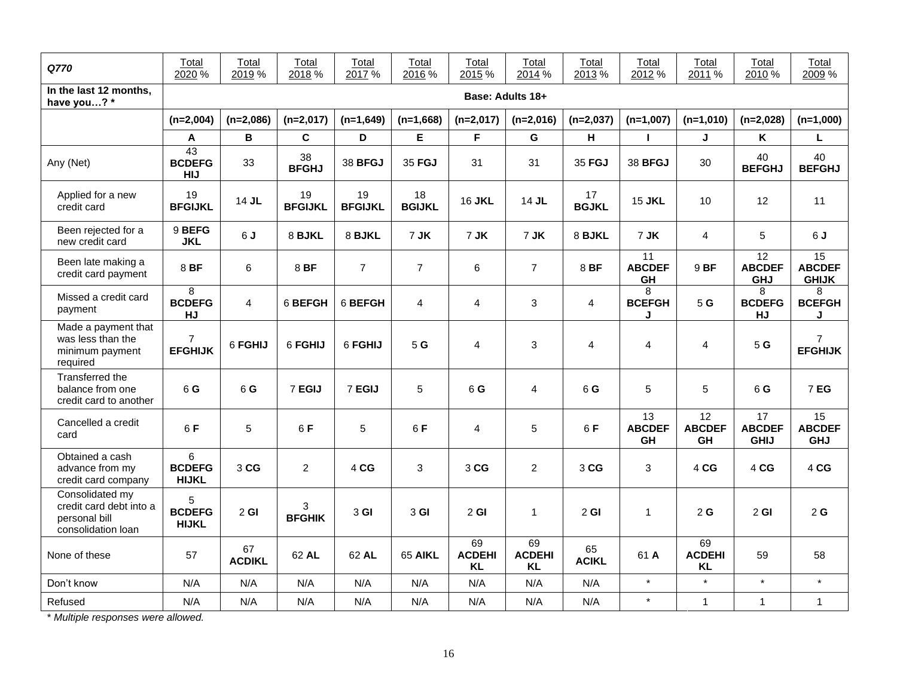| *Q770* | Total 2020 % | Total 2019 % | Total 2018 % | Total 2017 % | Total 2016 % | Total 2015 % | Total 2014 % | Total 2013 % | Total 2012 % | Total 2011 % | Total 2010 % | Total 2009 % |
|---|---|---|---|---|---|---|---|---|---|---|---|---|
| **In the last 12 months, have you…? *** | **Base: Adults 18+** | | | | | | | | | | | |
| | **(n=2,004)** | **(n=2,086)** | **(n=2,017)** | **(n=1,649)** | **(n=1,668)** | **(n=2,017)** | **(n=2,016)** | **(n=2,037)** | **(n=1,007)** | **(n=1,010)** | **(n=2,028)** | **(n=1,000)** |
| | **A** | **B** | **C** | **D** | **E** | **F** | **G** | **H** | **I** | **J** | **K** | **L** |
| Any (Net) | 43 **BCDEFGHIJ** | 33 | 38 **BFGHJ** | 38 **BFGJ** | 35 **FGJ** | 31 | 31 | 35 **FGJ** | 38 **BFGJ** | 30 | 40 **BEFGHJ** | 40 **BEFGHJ** |
| Applied for a new credit card | 19 **BFGIJKL** | 14 **JL** | 19 **BFGIJKL** | 19 **BFGIJKL** | 18 **BGIJKL** | 16 **JKL** | 14 **JL** | 17 **BGJKL** | 15 **JKL** | 10 | 12 | 11 |
| Been rejected for a new credit card | 9 **BEFGJKL** | 6 **J** | 8 **BJKL** | 8 **BJKL** | 7 **JK** | 7 **JK** | 7 **JK** | 8 **BJKL** | 7 **JK** | 4 | 5 | 6 **J** |
| Been late making a credit card payment | 8 **BF** | 6 | 8 **BF** | 7 | 7 | 6 | 7 | 8 **BF** | 11 **ABCDEFGH** | 9 **BF** | 12 **ABCDEFGHJ** | 15 **ABCDEFGHIJK** |
| Missed a credit card payment | 8 **BCDEFGHJ** | 4 | 6 **BEFGH** | 6 **BEFGH** | 4 | 4 | 3 | 4 | 8 **BCEFGHJ** | 5 **G** | 8 **BCDEFGHJ** | 8 **BCEFGHJ** |
| Made a payment that was less than the minimum payment required | 7 **EFGHIJK** | 6 **FGHIJ** | 6 **FGHIJ** | 6 **FGHIJ** | 5 **G** | 4 | 3 | 4 | 4 | 4 | 5 **G** | 7 **EFGHIJK** |
| Transferred the balance from one credit card to another | 6 **G** | 6 **G** | 7 **EGIJ** | 7 **EGIJ** | 5 | 6 **G** | 4 | 6 **G** | 5 | 5 | 6 **G** | 7 **EG** |
| Cancelled a credit card | 6 **F** | 5 | 6 **F** | 5 | 6 **F** | 4 | 5 | 6 **F** | 13 **ABCDEFGH** | 12 **ABCDEFGH** | 17 **ABCDEFGHIJ** | 15 **ABCDEFGHJ** |
| Obtained a cash advance from my credit card company | 6 **BCDEFGHIJKL** | 3 **CG** | 2 | 4 **CG** | 3 | 3 **CG** | 2 | 3 **CG** | 3 | 4 **CG** | 4 **CG** | 4 **CG** |
| Consolidated my credit card debt into a personal bill consolidation loan | 5 **BCDEFGHIJKL** | 2 **GI** | 3 **BFGHIK** | 3 **GI** | 3 **GI** | 2 **GI** | 1 | 2 **GI** | 1 | 2 **G** | 2 **GI** | 2 **G** |
| None of these | 57 | 67 **ACDIKL** | 62 **AL** | 62 **AL** | 65 **AIKL** | 69 **ACDEHIKL** | 69 **ACDEHIKL** | 65 **ACIKL** | 61 **A** | 69 **ACDEHIKL** | 59 | 58 |
| Don't know | N/A | N/A | N/A | N/A | N/A | N/A | N/A | N/A | * | * | * | * |
| Refused | N/A | N/A | N/A | N/A | N/A | N/A | N/A | N/A | * | 1 | 1 | 1 |

*\* Multiple responses were allowed.*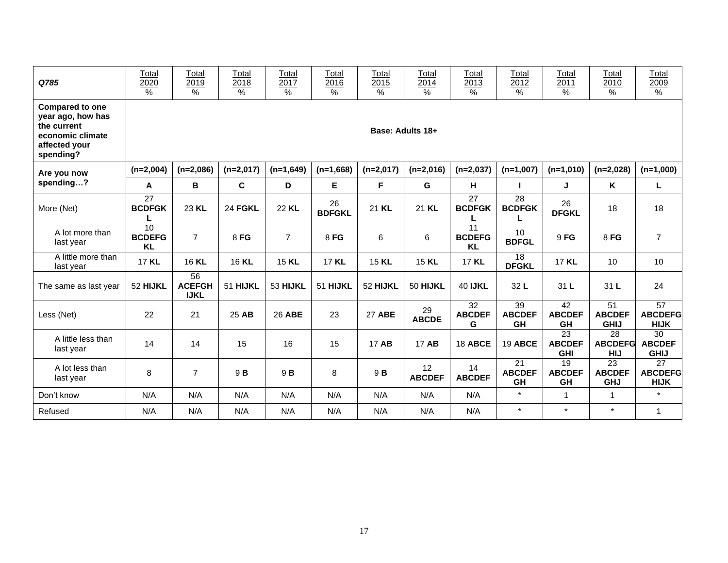| *Q785* | Total 2020 % | Total 2019 % | Total 2018 % | Total 2017 % | Total 2016 % | Total 2015 % | Total 2014 % | Total 2013 % | Total 2012 % | Total 2011 % | Total 2010 % | Total 2009 % |
|---|---|---|---|---|---|---|---|---|---|---|---|---|
| **Compared to one year ago, how has the current economic climate affected your spending?** | **Base: Adults 18+** | | | | | | | | | | | |
| **Are you now spending…?** | **(n=2,004)** | **(n=2,086)** | **(n=2,017)** | **(n=1,649)** | **(n=1,668)** | **(n=2,017)** | **(n=2,016)** | **(n=2,037)** | **(n=1,007)** | **(n=1,010)** | **(n=2,028)** | **(n=1,000)** |
| | **A** | **B** | **C** | **D** | **E** | **F** | **G** | **H** | **I** | **J** | **K** | **L** |
| More (Net) | 27 **BCDFGKL** | 23 **KL** | 24 **FGKL** | 22 **KL** | 26 **BDFGKL** | 21 **KL** | 21 **KL** | 27 **BCDFGKL** | 28 **BCDFGKL** | 26 **DFGKL** | 18 | 18 |
| A lot more than last year | 10 **BCDEFGKL** | 7 | 8 **FG** | 7 | 8 **FG** | 6 | 6 | 11 **BCDEFGKL** | 10 **BDFGL** | 9 **FG** | 8 **FG** | 7 |
| A little more than last year | 17 **KL** | 16 **KL** | 16 **KL** | 15 **KL** | 17 **KL** | 15 **KL** | 15 **KL** | 17 **KL** | 18 **DFGKL** | 17 **KL** | 10 | 10 |
| The same as last year | 52 **HIJKL** | 56 **ACEFGHIJKL** | 51 **HIJKL** | 53 **HIJKL** | 51 **HIJKL** | 52 **HIJKL** | 50 **HIJKL** | 40 **IJKL** | 32 **L** | 31 **L** | 31 **L** | 24 |
| Less (Net) | 22 | 21 | 25 **AB** | 26 **ABE** | 23 | 27 **ABE** | 29 **ABCDE** | 32 **ABCDEFG** | 39 **ABCDEFGH** | 42 **ABCDEFGH** | 51 **ABCDEFGHIJ** | 57 **ABCDEFGHIJK** |
| A little less than last year | 14 | 14 | 15 | 16 | 15 | 17 **AB** | 17 **AB** | 18 **ABCE** | 19 **ABCE** | 23 **ABCDEFGHI** | 28 **ABCDEFGHIJ** | 30 **ABCDEFGHIJ** |
| A lot less than last year | 8 | 7 | 9 **B** | 9 **B** | 8 | 9 **B** | 12 **ABCDEF** | 14 **ABCDEF** | 21 **ABCDEFGH** | 19 **ABCDEFGH** | 23 **ABCDEFGHJ** | 27 **ABCDEFGHIJK** |
| Don't know | N/A | N/A | N/A | N/A | N/A | N/A | N/A | N/A | * | 1 | 1 | * |
| Refused | N/A | N/A | N/A | N/A | N/A | N/A | N/A | N/A | * | * | * | 1 |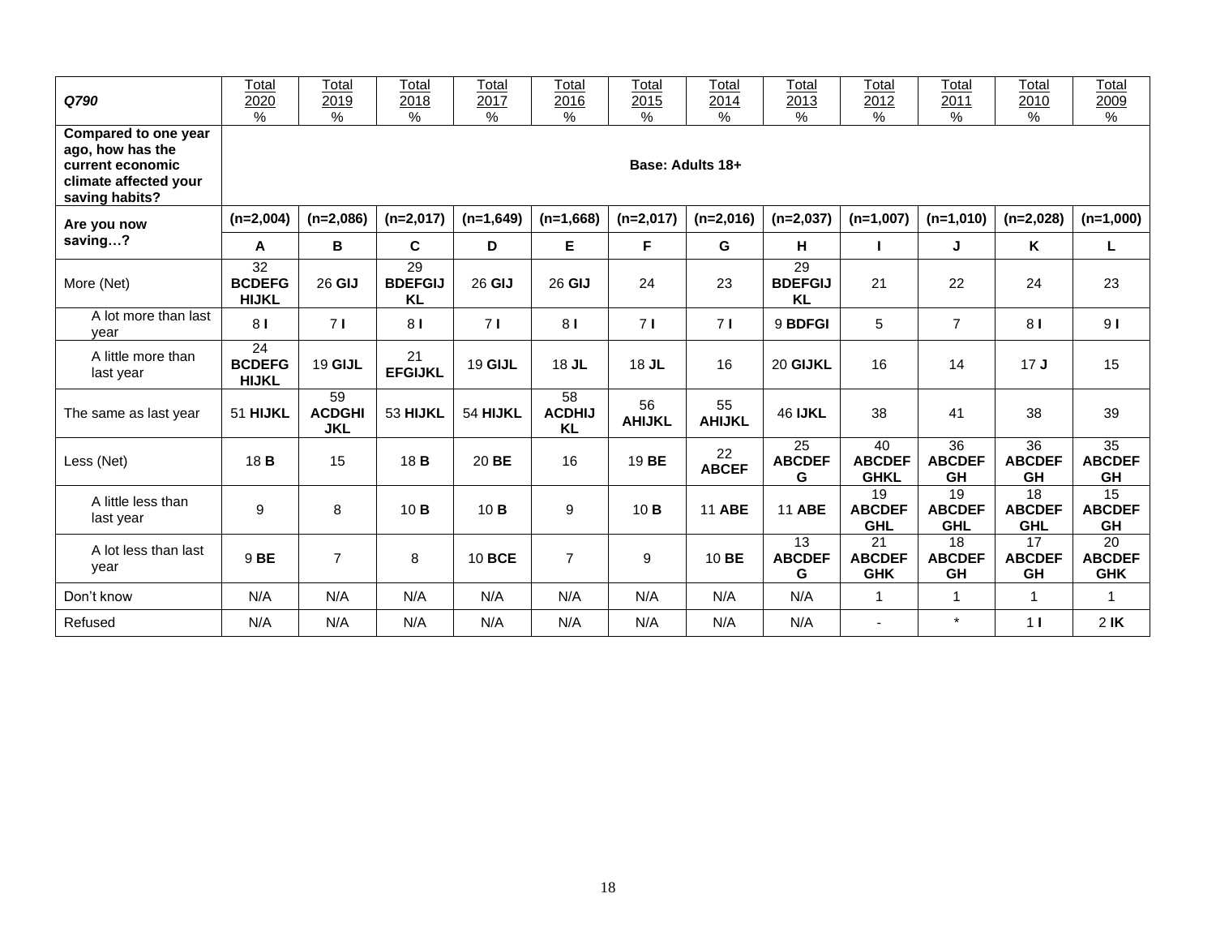| *Q790* | Total 2020 % | Total 2019 % | Total 2018 % | Total 2017 % | Total 2016 % | Total 2015 % | Total 2014 % | Total 2013 % | Total 2012 % | Total 2011 % | Total 2010 % | Total 2009 % |
|---|---|---|---|---|---|---|---|---|---|---|---|---|
| **Compared to one year ago, how has the current economic climate affected your saving habits?** | **Base: Adults 18+** | | | | | | | | | | | |
| **Are you now saving…?** | **(n=2,004)** | **(n=2,086)** | **(n=2,017)** | **(n=1,649)** | **(n=1,668)** | **(n=2,017)** | **(n=2,016)** | **(n=2,037)** | **(n=1,007)** | **(n=1,010)** | **(n=2,028)** | **(n=1,000)** |
| | **A** | **B** | **C** | **D** | **E** | **F** | **G** | **H** | **I** | **J** | **K** | **L** |
| More (Net) | 32 **BCDEFGHIJKL** | 26 **GIJ** | 29 **BDEFGIJKL** | 26 **GIJ** | 26 **GIJ** | 24 | 23 | 29 **BDEFGIJKL** | 21 | 22 | 24 | 23 |
| A lot more than last year | 8 **I** | 7 **I** | 8 **I** | 7 **I** | 8 **I** | 7 **I** | 7 **I** | 9 **BDFGI** | 5 | 7 | 8 **I** | 9 **I** |
| A little more than last year | 24 **BCDEFGHIJKL** | 19 **GIJL** | 21 **EFGIJKL** | 19 **GIJL** | 18 **JL** | 18 **JL** | 16 | 20 **GIJKL** | 16 | 14 | 17 **J** | 15 |
| The same as last year | 51 **HIJKL** | 59 **ACDGHIJKL** | 53 **HIJKL** | 54 **HIJKL** | 58 **ACDHIJKL** | 56 **AHIJKL** | 55 **AHIJKL** | 46 **IJKL** | 38 | 41 | 38 | 39 |
| Less (Net) | 18 **B** | 15 | 18 **B** | 20 **BE** | 16 | 19 **BE** | 22 **ABCEF** | 25 **ABCDEFG** | 40 **ABCDEFGHKL** | 36 **ABCDEFGH** | 36 **ABCDEFGH** | 35 **ABCDEFGH** |
| A little less than last year | 9 | 8 | 10 **B** | 10 **B** | 9 | 10 **B** | 11 **ABE** | 11 **ABE** | 19 **ABCDEFGHL** | 19 **ABCDEFGHL** | 18 **ABCDEFGHL** | 15 **ABCDEFGH** |
| A lot less than last year | 9 **BE** | 7 | 8 | 10 **BCE** | 7 | 9 | 10 **BE** | 13 **ABCDEFG** | 21 **ABCDEFGHK** | 18 **ABCDEFGH** | 17 **ABCDEFGH** | 20 **ABCDEFGHK** |
| Don't know | N/A | N/A | N/A | N/A | N/A | N/A | N/A | N/A | 1 | 1 | 1 | 1 |
| Refused | N/A | N/A | N/A | N/A | N/A | N/A | N/A | N/A | - | * | 1 **I** | 2 **IK** |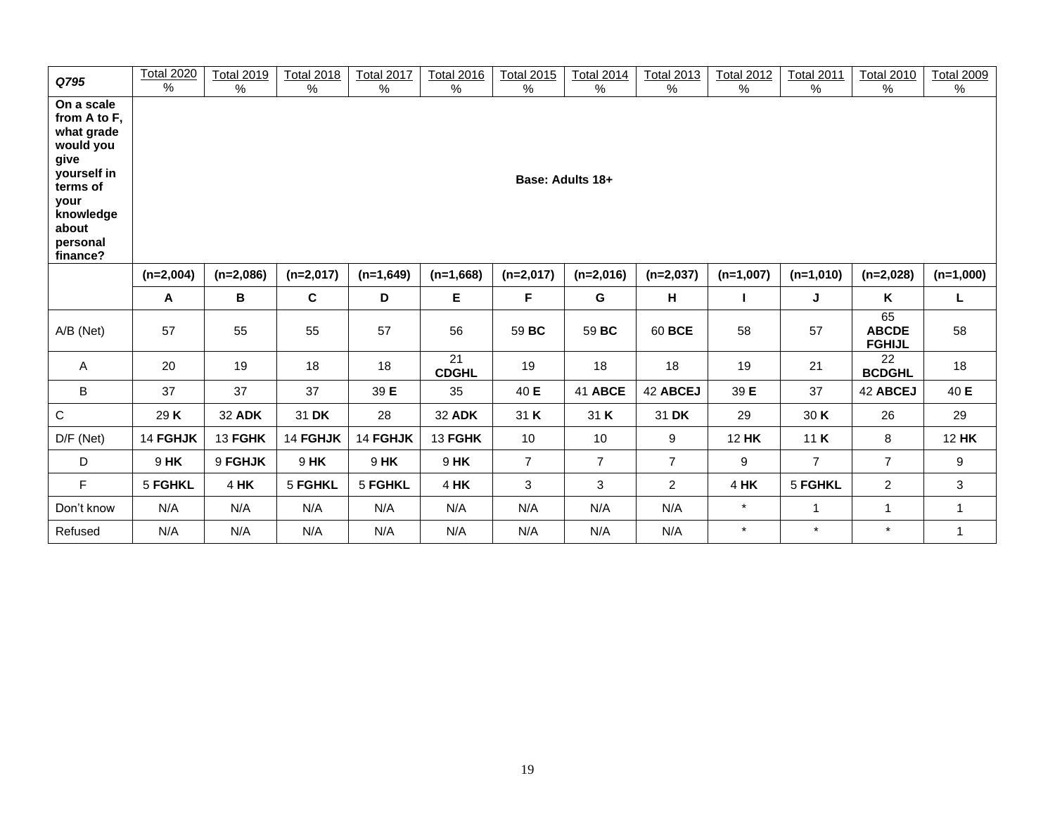| *Q795* | Total 2020 % | Total 2019 % | Total 2018 % | Total 2017 % | Total 2016 % | Total 2015 % | Total 2014 % | Total 2013 % | Total 2012 % | Total 2011 % | Total 2010 % | Total 2009 % |
|---|---|---|---|---|---|---|---|---|---|---|---|---|
| **On a scale from A to F, what grade would you give yourself in terms of your knowledge about personal finance?** | **Base: Adults 18+** | | | | | | | | | | | |
| | **(n=2,004)** | **(n=2,086)** | **(n=2,017)** | **(n=1,649)** | **(n=1,668)** | **(n=2,017)** | **(n=2,016)** | **(n=2,037)** | **(n=1,007)** | **(n=1,010)** | **(n=2,028)** | **(n=1,000)** |
| | **A** | **B** | **C** | **D** | **E** | **F** | **G** | **H** | **I** | **J** | **K** | **L** |
| A/B (Net) | 57 | 55 | 55 | 57 | 56 | 59 **BC** | 59 **BC** | 60 **BCE** | 58 | 57 | 65 **ABCDE FGHIJL** | 58 |
| A | 20 | 19 | 18 | 18 | 21 **CDGHL** | 19 | 18 | 18 | 19 | 21 | 22 **BCDGHL** | 18 |
| B | 37 | 37 | 37 | 39 **E** | 35 | 40 **E** | 41 **ABCE** | 42 **ABCEJ** | 39 **E** | 37 | 42 **ABCEJ** | 40 **E** |
| C | 29 **K** | 32 **ADK** | 31 **DK** | 28 | 32 **ADK** | 31 **K** | 31 **K** | 31 **DK** | 29 | 30 **K** | 26 | 29 |
| D/F (Net) | 14 **FGHJK** | 13 **FGHK** | 14 **FGHJK** | 14 **FGHJK** | 13 **FGHK** | 10 | 10 | 9 | 12 **HK** | 11 **K** | 8 | 12 **HK** |
| D | 9 **HK** | 9 **FGHJK** | 9 **HK** | 9 **HK** | 9 **HK** | 7 | 7 | 7 | 9 | 7 | 7 | 9 |
| F | 5 **FGHKL** | 4 **HK** | 5 **FGHKL** | 5 **FGHKL** | 4 **HK** | 3 | 3 | 2 | 4 **HK** | 5 **FGHKL** | 2 | 3 |
| Don't know | N/A | N/A | N/A | N/A | N/A | N/A | N/A | N/A | * | 1 | 1 | 1 |
| Refused | N/A | N/A | N/A | N/A | N/A | N/A | N/A | N/A | * | * | * | 1 |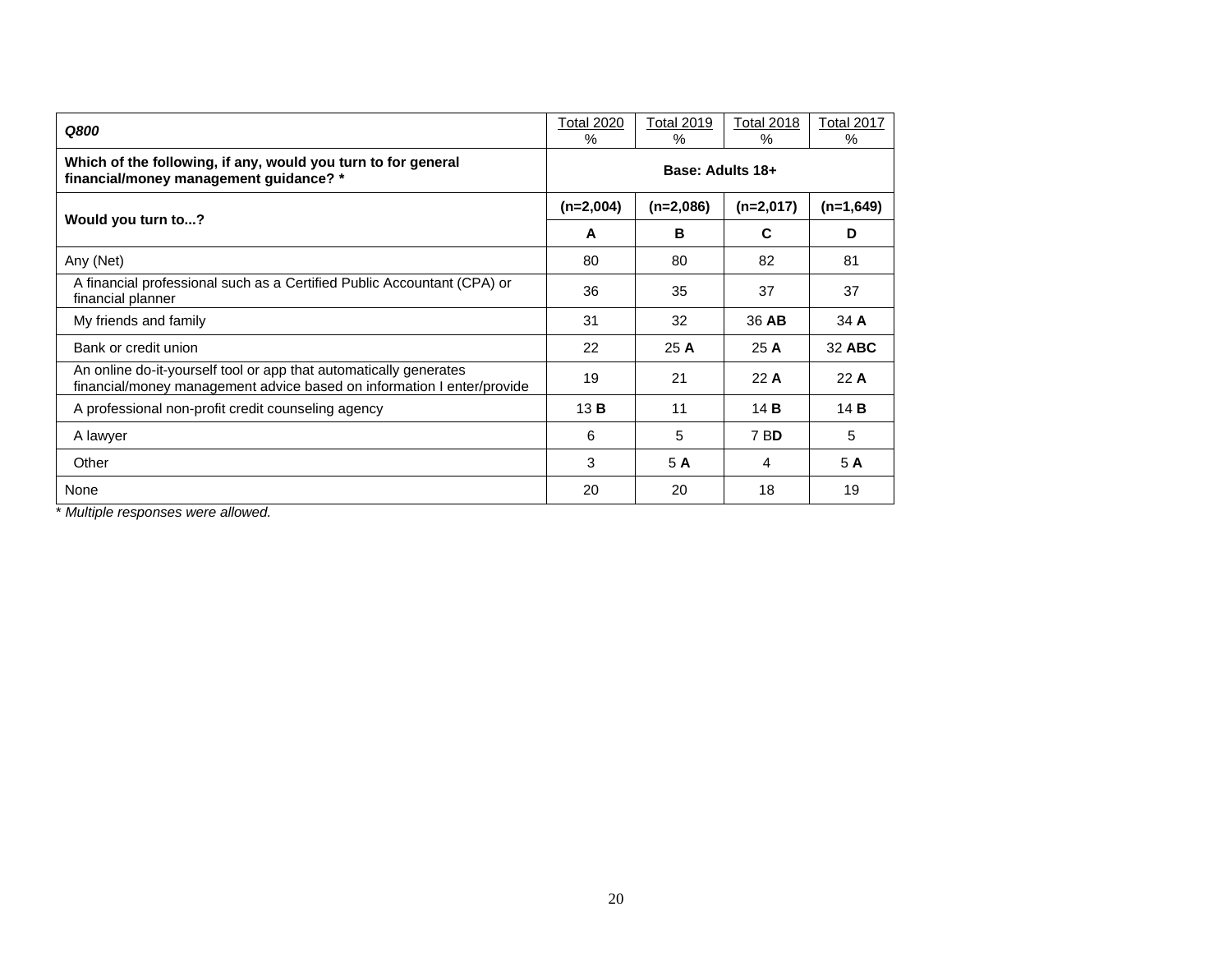| *Q800* | Total 2020 % | Total 2019 % | Total 2018 % | Total 2017 % |
|---|---|---|---|---|
| **Which of the following, if any, would you turn to for general financial/money management guidance? *** | **Base: Adults 18+** | | | |
| **Would you turn to...?** | **(n=2,004)** | **(n=2,086)** | **(n=2,017)** | **(n=1,649)** |
| | **A** | **B** | **C** | **D** |
| Any (Net) | 80 | 80 | 82 | 81 |
| A financial professional such as a Certified Public Accountant (CPA) or financial planner | 36 | 35 | 37 | 37 |
| My friends and family | 31 | 32 | 36 **AB** | 34 **A** |
| Bank or credit union | 22 | 25 **A** | 25 **A** | 32 **ABC** |
| An online do-it-yourself tool or app that automatically generates financial/money management advice based on information I enter/provide | 19 | 21 | 22 **A** | 22 **A** |
| A professional non-profit credit counseling agency | 13 **B** | 11 | 14 **B** | 14 **B** |
| A lawyer | 6 | 5 | 7 B**D** | 5 |
| Other | 3 | 5 **A** | 4 | 5 **A** |
| None | 20 | 20 | 18 | 19 |

*\* Multiple responses were allowed.*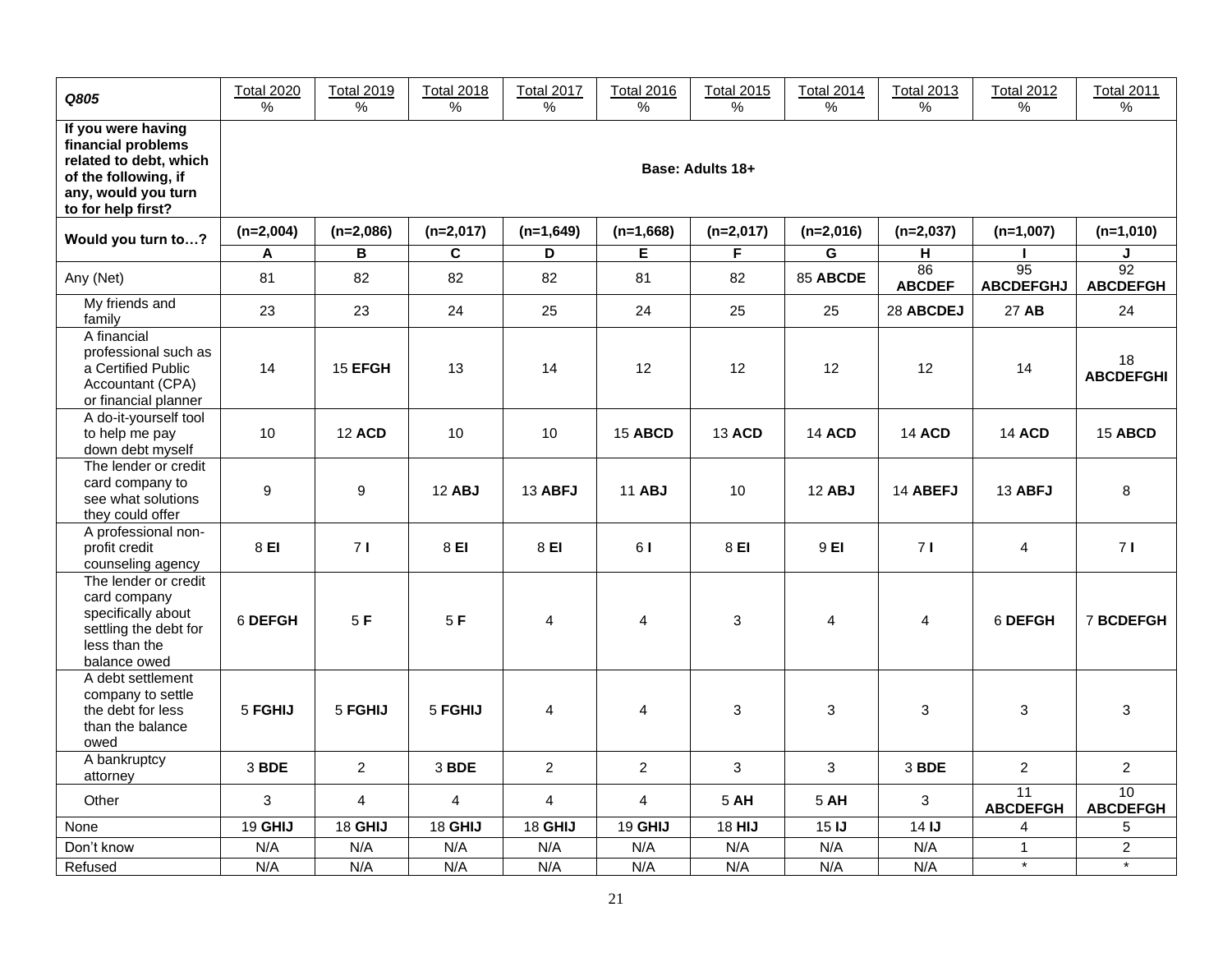| *Q805* | Total 2020 % | Total 2019 % | Total 2018 % | Total 2017 % | Total 2016 % | Total 2015 % | Total 2014 % | Total 2013 % | Total 2012 % | Total 2011 % |
|---|---|---|---|---|---|---|---|---|---|---|
| **If you were having financial problems related to debt, which of the following, if any, would you turn to for help first?** | **Base: Adults 18+** | | | | | | | | | |
| **Would you turn to…?** | **(n=2,004)** | **(n=2,086)** | **(n=2,017)** | **(n=1,649)** | **(n=1,668)** | **(n=2,017)** | **(n=2,016)** | **(n=2,037)** | **(n=1,007)** | **(n=1,010)** |
| | **A** | **B** | **C** | **D** | **E** | **F** | **G** | **H** | **I** | **J** |
| Any (Net) | 81 | 82 | 82 | 82 | 81 | 82 | 85 **ABCDE** | 86 **ABCDEF** | 95 **ABCDEFGHJ** | 92 **ABCDEFGH** |
| My friends and family | 23 | 23 | 24 | 25 | 24 | 25 | 25 | 28 **ABCDEJ** | 27 **AB** | 24 |
| A financial professional such as a Certified Public Accountant (CPA) or financial planner | 14 | 15 **EFGH** | 13 | 14 | 12 | 12 | 12 | 12 | 14 | 18 **ABCDEFGHI** |
| A do-it-yourself tool to help me pay down debt myself | 10 | 12 **ACD** | 10 | 10 | 15 **ABCD** | 13 **ACD** | 14 **ACD** | 14 **ACD** | 14 **ACD** | 15 **ABCD** |
| The lender or credit card company to see what solutions they could offer | 9 | 9 | 12 **ABJ** | 13 **ABFJ** | 11 **ABJ** | 10 | 12 **ABJ** | 14 **ABEFJ** | 13 **ABFJ** | 8 |
| A professional non-profit credit counseling agency | 8 **EI** | 7 **I** | 8 **EI** | 8 **EI** | 6 **I** | 8 **EI** | 9 **EI** | 7 **I** | 4 | 7 **I** |
| The lender or credit card company specifically about settling the debt for less than the balance owed | 6 **DEFGH** | 5 **F** | 5 **F** | 4 | 4 | 3 | 4 | 4 | 6 **DEFGH** | 7 **BCDEFGH** |
| A debt settlement company to settle the debt for less than the balance owed | 5 **FGHIJ** | 5 **FGHIJ** | 5 **FGHIJ** | 4 | 4 | 3 | 3 | 3 | 3 | 3 |
| A bankruptcy attorney | 3 **BDE** | 2 | 3 **BDE** | 2 | 2 | 3 | 3 | 3 **BDE** | 2 | 2 |
| Other | 3 | 4 | 4 | 4 | 4 | 5 **AH** | 5 **AH** | 3 | 11 **ABCDEFGH** | 10 **ABCDEFGH** |
| None | 19 **GHIJ** | 18 **GHIJ** | 18 **GHIJ** | 18 **GHIJ** | 19 **GHIJ** | 18 **HIJ** | 15 **IJ** | 14 **IJ** | 4 | 5 |
| Don't know | N/A | N/A | N/A | N/A | N/A | N/A | N/A | N/A | 1 | 2 |
| Refused | N/A | N/A | N/A | N/A | N/A | N/A | N/A | N/A | * | * |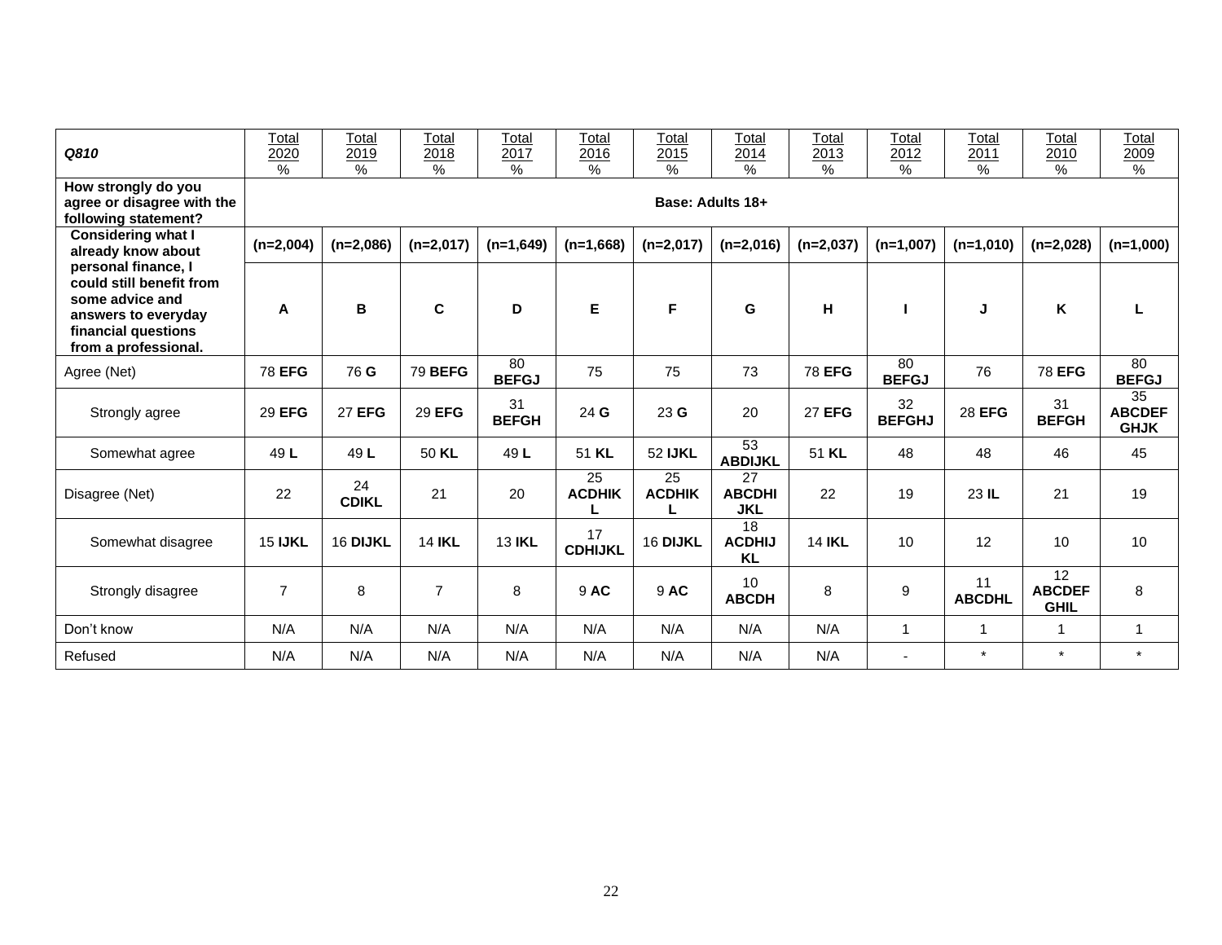| *Q810* | Total 2020 % | Total 2019 % | Total 2018 % | Total 2017 % | Total 2016 % | Total 2015 % | Total 2014 % | Total 2013 % | Total 2012 % | Total 2011 % | Total 2010 % | Total 2009 % |
|---|---|---|---|---|---|---|---|---|---|---|---|---|
| **How strongly do you agree or disagree with the following statement?** | **Base: Adults 18+** | | | | | | | | | | | |
| **Considering what I already know about personal finance, I could still benefit from some advice and answers to everyday financial questions from a professional.** | **(n=2,004)** | **(n=2,086)** | **(n=2,017)** | **(n=1,649)** | **(n=1,668)** | **(n=2,017)** | **(n=2,016)** | **(n=2,037)** | **(n=1,007)** | **(n=1,010)** | **(n=2,028)** | **(n=1,000)** |
| | **A** | **B** | **C** | **D** | **E** | **F** | **G** | **H** | **I** | **J** | **K** | **L** |
| Agree (Net) | 78 **EFG** | 76 **G** | 79 **BEFG** | 80 **BEFGJ** | 75 | 75 | 73 | 78 **EFG** | 80 **BEFGJ** | 76 | 78 **EFG** | 80 **BEFGJ** |
| Strongly agree | 29 **EFG** | 27 **EFG** | 29 **EFG** | 31 **BEFGH** | 24 **G** | 23 **G** | 20 | 27 **EFG** | 32 **BEFGHJ** | 28 **EFG** | 31 **BEFGH** | 35 **ABCDEFGHJK** |
| Somewhat agree | 49 **L** | 49 **L** | 50 **KL** | 49 **L** | 51 **KL** | 52 **IJKL** | 53 **ABDIJKL** | 51 **KL** | 48 | 48 | 46 | 45 |
| Disagree (Net) | 22 | 24 **CDIKL** | 21 | 20 | 25 **ACDHIKL** | 25 **ACDHIKL** | 27 **ABCDHIJKL** | 22 | 19 | 23 **IL** | 21 | 19 |
| Somewhat disagree | 15 **IJKL** | 16 **DIJKL** | 14 **IKL** | 13 **IKL** | 17 **CDHIJKL** | 16 **DIJKL** | 18 **ACDHIJKL** | 14 **IKL** | 10 | 12 | 10 | 10 |
| Strongly disagree | 7 | 8 | 7 | 8 | 9 **AC** | 9 **AC** | 10 **ABCDH** | 8 | 9 | 11 **ABCDHL** | 12 **ABCDEFGHIL** | 8 |
| Don't know | N/A | N/A | N/A | N/A | N/A | N/A | N/A | N/A | 1 | 1 | 1 | 1 |
| Refused | N/A | N/A | N/A | N/A | N/A | N/A | N/A | N/A | - | * | * | * |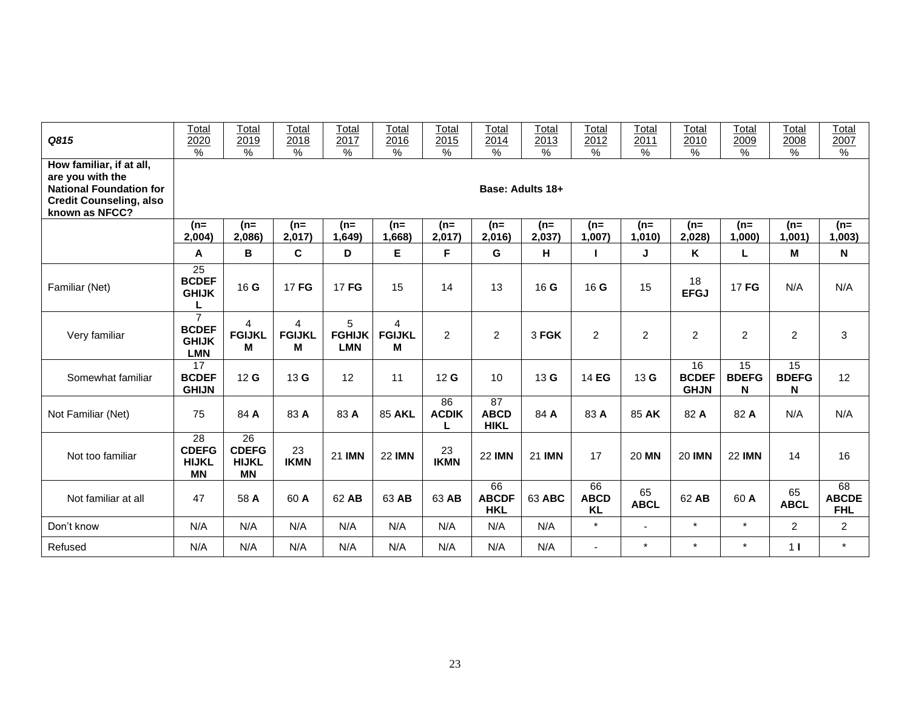| *Q815* | Total 2020 % | Total 2019 % | Total 2018 % | Total 2017 % | Total 2016 % | Total 2015 % | Total 2014 % | Total 2013 % | Total 2012 % | Total 2011 % | Total 2010 % | Total 2009 % | Total 2008 % | Total 2007 % |
|---|---|---|---|---|---|---|---|---|---|---|---|---|---|---|
| **How familiar, if at all, are you with the National Foundation for Credit Counseling, also known as NFCC?** | **Base: Adults 18+** | | | | | | | | | | | | | |
| | **(n= 2,004)** | **(n= 2,086)** | **(n= 2,017)** | **(n= 1,649)** | **(n= 1,668)** | **(n= 2,017)** | **(n= 2,016)** | **(n= 2,037)** | **(n= 1,007)** | **(n= 1,010)** | **(n= 2,028)** | **(n= 1,000)** | **(n= 1,001)** | **(n= 1,003)** |
| | **A** | **B** | **C** | **D** | **E** | **F** | **G** | **H** | **I** | **J** | **K** | **L** | **M** | **N** |
| Familiar (Net) | 25 **BCDEFGHIJKL** | 16 **G** | 17 **FG** | 17 **FG** | 15 | 14 | 13 | 16 **G** | 16 **G** | 15 | 18 **EFGJ** | 17 **FG** | N/A | N/A |
| Very familiar | 7 **BCDEFGHIJKLMN** | 4 **FGIJKLM** | 4 **FGIJKLM** | 5 **FGHIJKLMN** | 4 **FGIJKLM** | 2 | 2 | 3 **FGK** | 2 | 2 | 2 | 2 | 2 | 3 |
| Somewhat familiar | 17 **BCDEFGHIJN** | 12 **G** | 13 **G** | 12 | 11 | 12 **G** | 10 | 13 **G** | 14 **EG** | 13 **G** | 16 **BCDEFGHJN** | 15 **BDEFGN** | 15 **BDEFGN** | 12 |
| Not Familiar (Net) | 75 | 84 **A** | 83 **A** | 83 **A** | 85 **AKL** | 86 **ACDIKL** | 87 **ABCDHIKL** | 84 **A** | 83 **A** | 85 **AK** | 82 **A** | 82 **A** | N/A | N/A |
| Not too familiar | 28 **CDEFGHIJKLMN** | 26 **CDEFGHIJKLMN** | 23 **IKMN** | 21 **IMN** | 22 **IMN** | 23 **IKMN** | 22 **IMN** | 21 **IMN** | 17 | 20 **MN** | 20 **IMN** | 22 **IMN** | 14 | 16 |
| Not familiar at all | 47 | 58 **A** | 60 **A** | 62 **AB** | 63 **AB** | 63 **AB** | 66 **ABCDFHKL** | 63 **ABC** | 66 **ABCDKL** | 65 **ABCL** | 62 **AB** | 60 **A** | 65 **ABCL** | 68 **ABCDEFHL** |
| Don't know | N/A | N/A | N/A | N/A | N/A | N/A | N/A | N/A | * | - | * | * | 2 | 2 |
| Refused | N/A | N/A | N/A | N/A | N/A | N/A | N/A | N/A | - | * | * | * | 1 **I** | * |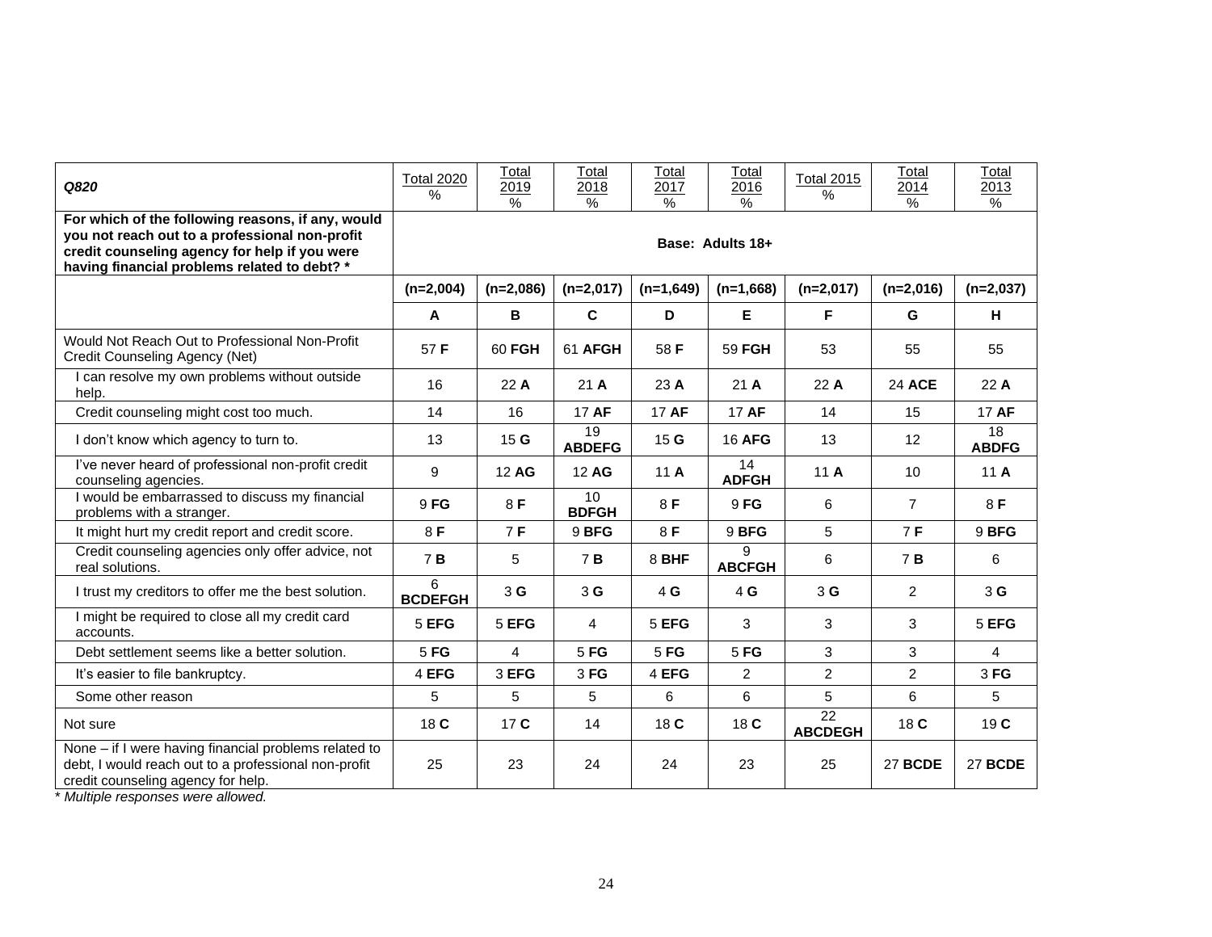| *Q820* | Total 2020 % | Total 2019 % | Total 2018 % | Total 2017 % | Total 2016 % | Total 2015 % | Total 2014 % | Total 2013 % |
|---|---|---|---|---|---|---|---|---|
| **For which of the following reasons, if any, would you not reach out to a professional non-profit credit counseling agency for help if you were having financial problems related to debt? \*** | **Base: Adults 18+** | | | | | | | |
| | **(n=2,004)** | **(n=2,086)** | **(n=2,017)** | **(n=1,649)** | **(n=1,668)** | **(n=2,017)** | **(n=2,016)** | **(n=2,037)** |
| | **A** | **B** | **C** | **D** | **E** | **F** | **G** | **H** |
| Would Not Reach Out to Professional Non-Profit Credit Counseling Agency (Net) | 57 **F** | 60 **FGH** | 61 **AFGH** | 58 **F** | 59 **FGH** | 53 | 55 | 55 |
| I can resolve my own problems without outside help. | 16 | 22 **A** | 21 **A** | 23 **A** | 21 **A** | 22 **A** | 24 **ACE** | 22 **A** |
| Credit counseling might cost too much. | 14 | 16 | 17 **AF** | 17 **AF** | 17 **AF** | 14 | 15 | 17 **AF** |
| I don't know which agency to turn to. | 13 | 15 **G** | 19 **ABDEFG** | 15 **G** | 16 **AFG** | 13 | 12 | 18 **ABDFG** |
| I've never heard of professional non-profit credit counseling agencies. | 9 | 12 **AG** | 12 **AG** | 11 **A** | 14 **ADFGH** | 11 **A** | 10 | 11 **A** |
| I would be embarrassed to discuss my financial problems with a stranger. | 9 **FG** | 8 **F** | 10 **BDFGH** | 8 **F** | 9 **FG** | 6 | 7 | 8 **F** |
| It might hurt my credit report and credit score. | 8 **F** | 7 **F** | 9 **BFG** | 8 **F** | 9 **BFG** | 5 | 7 **F** | 9 **BFG** |
| Credit counseling agencies only offer advice, not real solutions. | 7 **B** | 5 | 7 **B** | 8 **BHF** | 9 **ABCFGH** | 6 | 7 **B** | 6 |
| I trust my creditors to offer me the best solution. | 6 **BCDEFGH** | 3 **G** | 3 **G** | 4 **G** | 4 **G** | 3 **G** | 2 | 3 **G** |
| I might be required to close all my credit card accounts. | 5 **EFG** | 5 **EFG** | 4 | 5 **EFG** | 3 | 3 | 3 | 5 **EFG** |
| Debt settlement seems like a better solution. | 5 **FG** | 4 | 5 **FG** | 5 **FG** | 5 **FG** | 3 | 3 | 4 |
| It's easier to file bankruptcy. | 4 **EFG** | 3 **EFG** | 3 **FG** | 4 **EFG** | 2 | 2 | 2 | 3 **FG** |
| Some other reason | 5 | 5 | 5 | 6 | 6 | 5 | 6 | 5 |
| Not sure | 18 **C** | 17 **C** | 14 | 18 **C** | 18 **C** | 22 **ABCDEGH** | 18 **C** | 19 **C** |
| None – if I were having financial problems related to debt, I would reach out to a professional non-profit credit counseling agency for help. | 25 | 23 | 24 | 24 | 23 | 25 | 27 **BCDE** | 27 **BCDE** |

*\* Multiple responses were allowed.*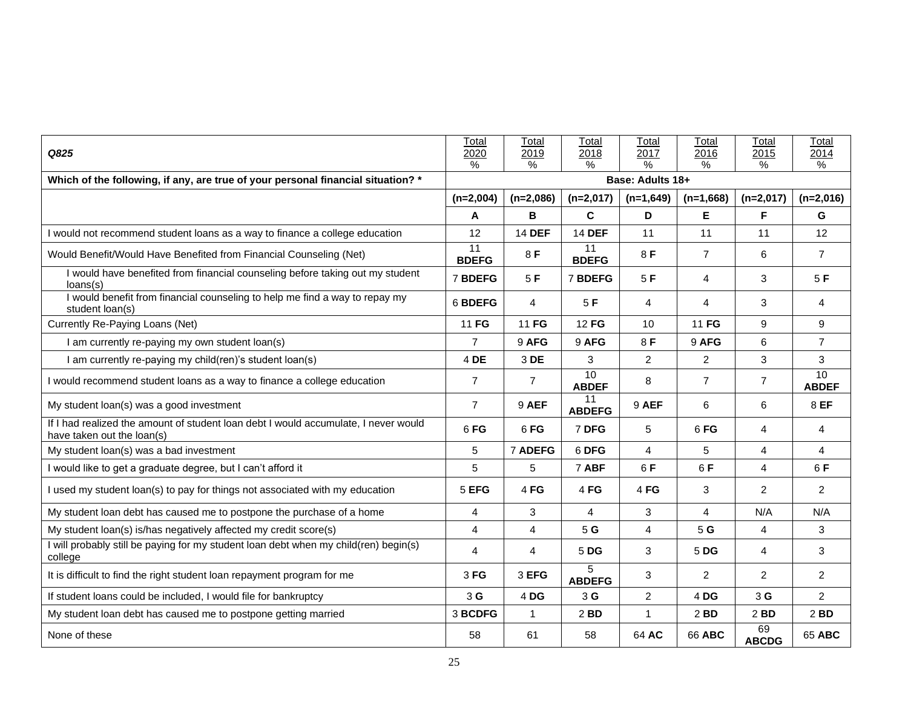| Q825 | Total 2020 % | Total 2019 % | Total 2018 % | Total 2017 % | Total 2016 % | Total 2015 % | Total 2014 % |
|---|---|---|---|---|---|---|---|
| **Which of the following, if any, are true of your personal financial situation? *** | **Base: Adults 18+** | | | | | | |
| | **(n=2,004)** | **(n=2,086)** | **(n=2,017)** | **(n=1,649)** | **(n=1,668)** | **(n=2,017)** | **(n=2,016)** |
| | **A** | **B** | **C** | **D** | **E** | **F** | **G** |
| I would not recommend student loans as a way to finance a college education | 12 | 14 **DEF** | 14 **DEF** | 11 | 11 | 11 | 12 |
| Would Benefit/Would Have Benefited from Financial Counseling (Net) | 11 **BDEFG** | 8 **F** | 11 **BDEFG** | 8 **F** | 7 | 6 | 7 |
| I would have benefited from financial counseling before taking out my student loans(s) | 7 **BDEFG** | 5 **F** | 7 **BDEFG** | 5 **F** | 4 | 3 | 5 **F** |
| I would benefit from financial counseling to help me find a way to repay my student loan(s) | 6 **BDEFG** | 4 | 5 **F** | 4 | 4 | 3 | 4 |
| Currently Re-Paying Loans (Net) | 11 **FG** | 11 **FG** | 12 **FG** | 10 | 11 **FG** | 9 | 9 |
| I am currently re-paying my own student loan(s) | 7 | 9 **AFG** | 9 **AFG** | 8 **F** | 9 **AFG** | 6 | 7 |
| I am currently re-paying my child(ren)'s student loan(s) | 4 **DE** | 3 **DE** | 3 | 2 | 2 | 3 | 3 |
| I would recommend student loans as a way to finance a college education | 7 | 7 | 10 **ABDEF** | 8 | 7 | 7 | 10 **ABDEF** |
| My student loan(s) was a good investment | 7 | 9 **AEF** | 11 **ABDEFG** | 9 **AEF** | 6 | 6 | 8 **EF** |
| If I had realized the amount of student loan debt I would accumulate, I never would have taken out the loan(s) | 6 **FG** | 6 **FG** | 7 **DFG** | 5 | 6 **FG** | 4 | 4 |
| My student loan(s) was a bad investment | 5 | 7 **ADEFG** | 6 **DFG** | 4 | 5 | 4 | 4 |
| I would like to get a graduate degree, but I can't afford it | 5 | 5 | 7 **ABF** | 6 **F** | 6 **F** | 4 | 6 **F** |
| I used my student loan(s) to pay for things not associated with my education | 5 **EFG** | 4 **FG** | 4 **FG** | 4 **FG** | 3 | 2 | 2 |
| My student loan debt has caused me to postpone the purchase of a home | 4 | 3 | 4 | 3 | 4 | N/A | N/A |
| My student loan(s) is/has negatively affected my credit score(s) | 4 | 4 | 5 **G** | 4 | 5 **G** | 4 | 3 |
| I will probably still be paying for my student loan debt when my child(ren) begin(s) college | 4 | 4 | 5 **DG** | 3 | 5 **DG** | 4 | 3 |
| It is difficult to find the right student loan repayment program for me | 3 **FG** | 3 **EFG** | 5 **ABDEFG** | 3 | 2 | 2 | 2 |
| If student loans could be included, I would file for bankruptcy | 3 **G** | 4 **DG** | 3 **G** | 2 | 4 **DG** | 3 **G** | 2 |
| My student loan debt has caused me to postpone getting married | 3 **BCDFG** | 1 | 2 **BD** | 1 | 2 **BD** | 2 **BD** | 2 **BD** |
| None of these | 58 | 61 | 58 | 64 **AC** | 66 **ABC** | 69 **ABCDG** | 65 **ABC** |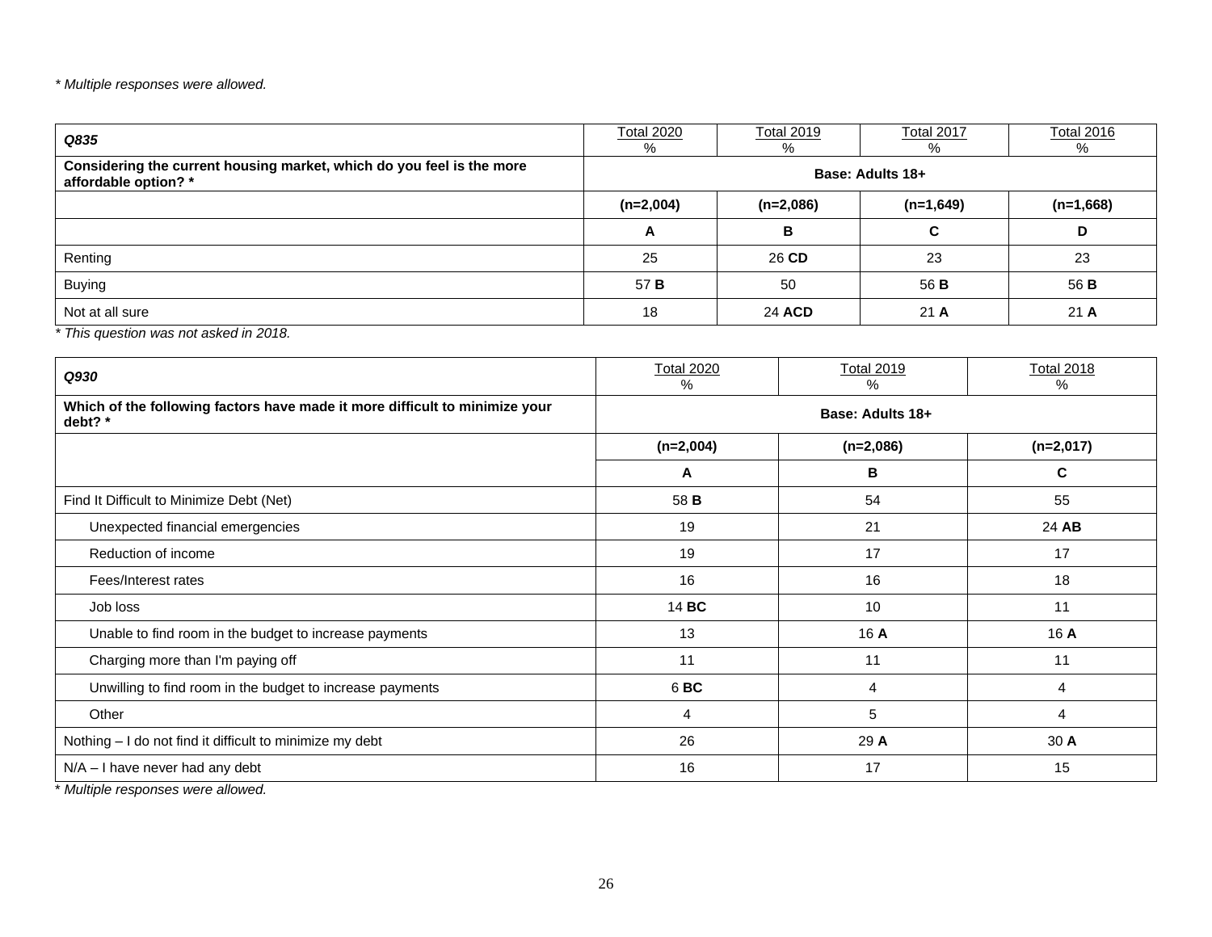*\* Multiple responses were allowed.*

| *Q835* | Total 2020 % | Total 2019 % | Total 2017 % | Total 2016 % |
|---|---|---|---|---|
| **Considering the current housing market, which do you feel is the more affordable option? \*** | **Base: Adults 18+** | | | |
| | **(n=2,004)** | **(n=2,086)** | **(n=1,649)** | **(n=1,668)** |
| | **A** | **B** | **C** | **D** |
| Renting | 25 | 26 **CD** | 23 | 23 |
| Buying | 57 **B** | 50 | 56 **B** | 56 **B** |
| Not at all sure | 18 | 24 **ACD** | 21 **A** | 21 **A** |

*\* This question was not asked in 2018.*

| *Q930* | Total 2020 % | Total 2019 % | Total 2018 % |
|---|---|---|---|
| **Which of the following factors have made it more difficult to minimize your debt? \*** | **Base: Adults 18+** | | |
| | **(n=2,004)** | **(n=2,086)** | **(n=2,017)** |
| | **A** | **B** | **C** |
| Find It Difficult to Minimize Debt (Net) | 58 **B** | 54 | 55 |
| Unexpected financial emergencies | 19 | 21 | 24 **AB** |
| Reduction of income | 19 | 17 | 17 |
| Fees/Interest rates | 16 | 16 | 18 |
| Job loss | 14 **BC** | 10 | 11 |
| Unable to find room in the budget to increase payments | 13 | 16 **A** | 16 **A** |
| Charging more than I'm paying off | 11 | 11 | 11 |
| Unwilling to find room in the budget to increase payments | 6 **BC** | 4 | 4 |
| Other | 4 | 5 | 4 |
| Nothing – I do not find it difficult to minimize my debt | 26 | 29 **A** | 30 **A** |
| N/A – I have never had any debt | 16 | 17 | 15 |

*\* Multiple responses were allowed.*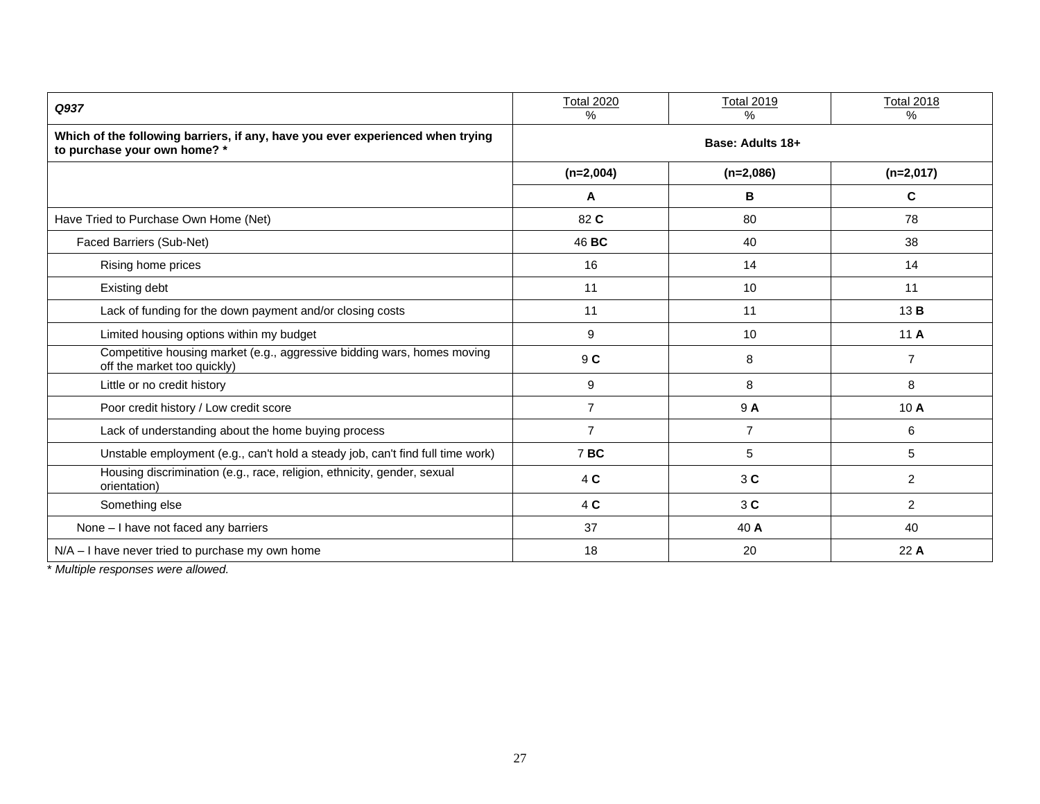| *Q937* | Total 2020 % | Total 2019 % | Total 2018 % |
|---|---|---|---|
| **Which of the following barriers, if any, have you ever experienced when trying to purchase your own home? *** | **Base: Adults 18+** | | |
| | **(n=2,004)** | **(n=2,086)** | **(n=2,017)** |
| | **A** | **B** | **C** |
| Have Tried to Purchase Own Home (Net) | 82 **C** | 80 | 78 |
| Faced Barriers (Sub-Net) | 46 **BC** | 40 | 38 |
| Rising home prices | 16 | 14 | 14 |
| Existing debt | 11 | 10 | 11 |
| Lack of funding for the down payment and/or closing costs | 11 | 11 | 13 **B** |
| Limited housing options within my budget | 9 | 10 | 11 **A** |
| Competitive housing market (e.g., aggressive bidding wars, homes moving off the market too quickly) | 9 **C** | 8 | 7 |
| Little or no credit history | 9 | 8 | 8 |
| Poor credit history / Low credit score | 7 | 9 **A** | 10 **A** |
| Lack of understanding about the home buying process | 7 | 7 | 6 |
| Unstable employment (e.g., can't hold a steady job, can't find full time work) | 7 **BC** | 5 | 5 |
| Housing discrimination (e.g., race, religion, ethnicity, gender, sexual orientation) | 4 **C** | 3 **C** | 2 |
| Something else | 4 **C** | 3 **C** | 2 |
| None – I have not faced any barriers | 37 | 40 **A** | 40 |
| N/A – I have never tried to purchase my own home | 18 | 20 | 22 **A** |

*\* Multiple responses were allowed.*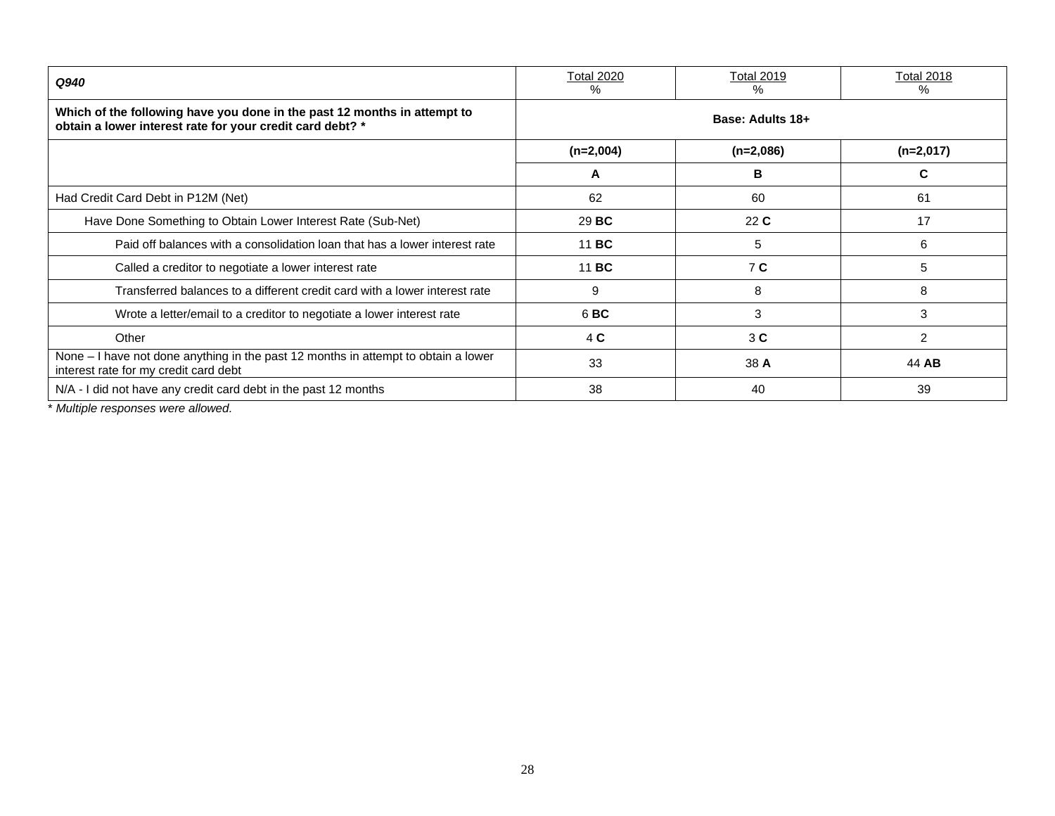| *Q940* | Total 2020<br>% | Total 2019<br>% | Total 2018<br>% |
|---|---|---|---|
| **Which of the following have you done in the past 12 months in attempt to obtain a lower interest rate for your credit card debt? *** | **Base: Adults 18+** | | |
| | **(n=2,004)** | **(n=2,086)** | **(n=2,017)** |
| | **A** | **B** | **C** |
| Had Credit Card Debt in P12M (Net) | 62 | 60 | 61 |
| Have Done Something to Obtain Lower Interest Rate (Sub-Net) | 29 **BC** | 22 **C** | 17 |
| Paid off balances with a consolidation loan that has a lower interest rate | 11 **BC** | 5 | 6 |
| Called a creditor to negotiate a lower interest rate | 11 **BC** | 7 **C** | 5 |
| Transferred balances to a different credit card with a lower interest rate | 9 | 8 | 8 |
| Wrote a letter/email to a creditor to negotiate a lower interest rate | 6 **BC** | 3 | 3 |
| Other | 4 **C** | 3 **C** | 2 |
| None – I have not done anything in the past 12 months in attempt to obtain a lower interest rate for my credit card debt | 33 | 38 **A** | 44 **AB** |
| N/A - I did not have any credit card debt in the past 12 months | 38 | 40 | 39 |

*\* Multiple responses were allowed.*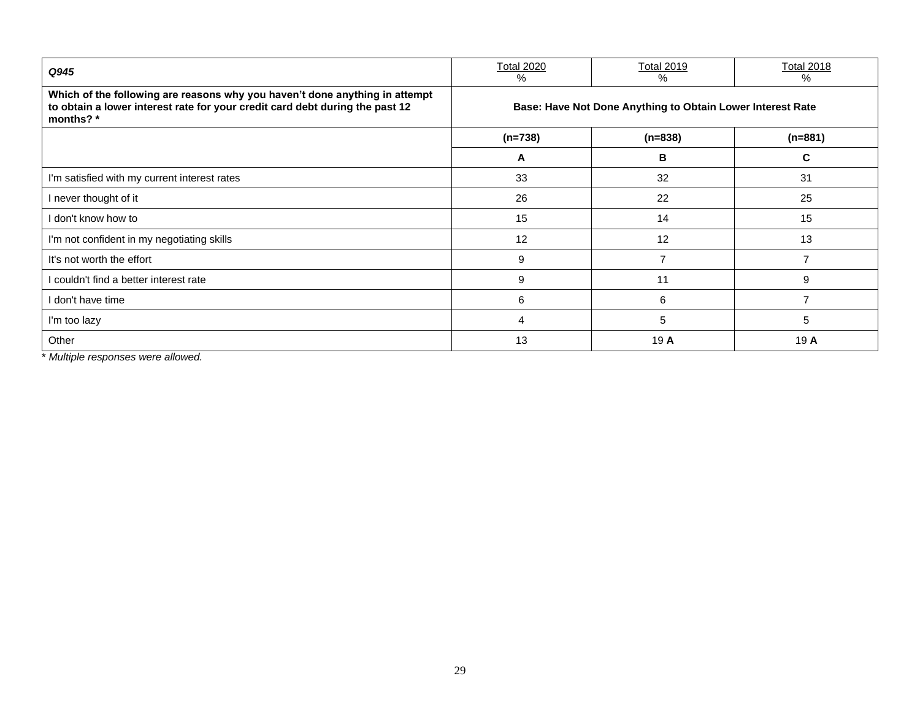| *Q945* | Total 2020<br>% | Total 2019<br>% | Total 2018<br>% |
|---|---|---|---|
| **Which of the following are reasons why you haven't done anything in attempt to obtain a lower interest rate for your credit card debt during the past 12 months? *** | **Base: Have Not Done Anything to Obtain Lower Interest Rate** | | |
| | **(n=738)** | **(n=838)** | **(n=881)** |
| | **A** | **B** | **C** |
| I'm satisfied with my current interest rates | 33 | 32 | 31 |
| I never thought of it | 26 | 22 | 25 |
| I don't know how to | 15 | 14 | 15 |
| I'm not confident in my negotiating skills | 12 | 12 | 13 |
| It's not worth the effort | 9 | 7 | 7 |
| I couldn't find a better interest rate | 9 | 11 | 9 |
| I don't have time | 6 | 6 | 7 |
| I'm too lazy | 4 | 5 | 5 |
| Other | 13 | 19 **A** | 19 **A** |

*\* Multiple responses were allowed.*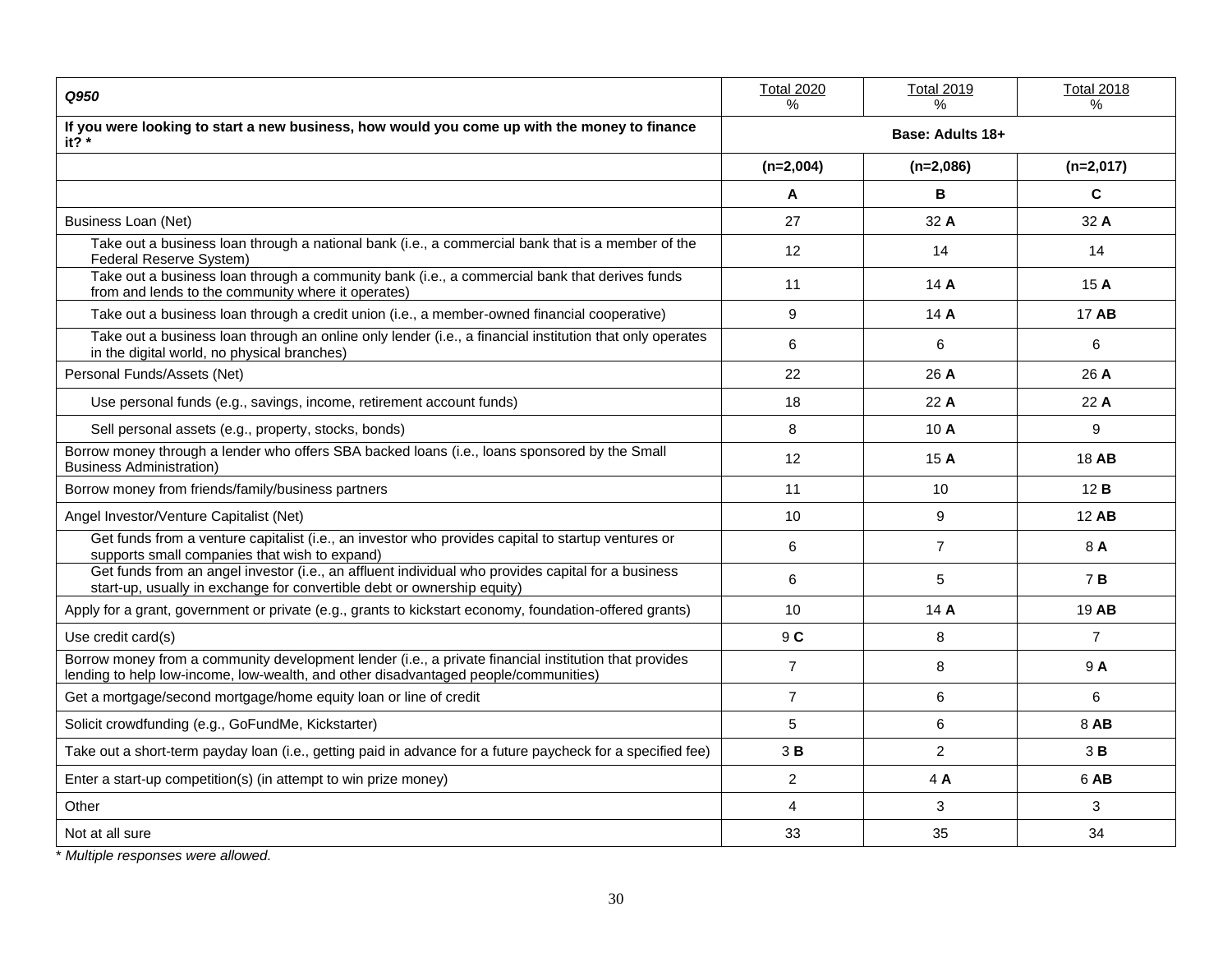| *Q950* | Total 2020 % | Total 2019 % | Total 2018 % |
|---|---|---|---|
| **If you were looking to start a new business, how would you come up with the money to finance it? *** | **Base: Adults 18+** | | |
| | **(n=2,004)** | **(n=2,086)** | **(n=2,017)** |
| | **A** | **B** | **C** |
| Business Loan (Net) | 27 | 32 **A** | 32 **A** |
| Take out a business loan through a national bank (i.e., a commercial bank that is a member of the Federal Reserve System) | 12 | 14 | 14 |
| Take out a business loan through a community bank (i.e., a commercial bank that derives funds from and lends to the community where it operates) | 11 | 14 **A** | 15 **A** |
| Take out a business loan through a credit union (i.e., a member-owned financial cooperative) | 9 | 14 **A** | 17 **AB** |
| Take out a business loan through an online only lender (i.e., a financial institution that only operates in the digital world, no physical branches) | 6 | 6 | 6 |
| Personal Funds/Assets (Net) | 22 | 26 **A** | 26 **A** |
| Use personal funds (e.g., savings, income, retirement account funds) | 18 | 22 **A** | 22 **A** |
| Sell personal assets (e.g., property, stocks, bonds) | 8 | 10 **A** | 9 |
| Borrow money through a lender who offers SBA backed loans (i.e., loans sponsored by the Small Business Administration) | 12 | 15 **A** | 18 **AB** |
| Borrow money from friends/family/business partners | 11 | 10 | 12 **B** |
| Angel Investor/Venture Capitalist (Net) | 10 | 9 | 12 **AB** |
| Get funds from a venture capitalist (i.e., an investor who provides capital to startup ventures or supports small companies that wish to expand) | 6 | 7 | 8 **A** |
| Get funds from an angel investor (i.e., an affluent individual who provides capital for a business start-up, usually in exchange for convertible debt or ownership equity) | 6 | 5 | 7 **B** |
| Apply for a grant, government or private (e.g., grants to kickstart economy, foundation-offered grants) | 10 | 14 **A** | 19 **AB** |
| Use credit card(s) | 9 **C** | 8 | 7 |
| Borrow money from a community development lender (i.e., a private financial institution that provides lending to help low-income, low-wealth, and other disadvantaged people/communities) | 7 | 8 | 9 **A** |
| Get a mortgage/second mortgage/home equity loan or line of credit | 7 | 6 | 6 |
| Solicit crowdfunding (e.g., GoFundMe, Kickstarter) | 5 | 6 | 8 **AB** |
| Take out a short-term payday loan (i.e., getting paid in advance for a future paycheck for a specified fee) | 3 **B** | 2 | 3 **B** |
| Enter a start-up competition(s) (in attempt to win prize money) | 2 | 4 **A** | 6 **AB** |
| Other | 4 | 3 | 3 |
| Not at all sure | 33 | 35 | 34 |

*\* Multiple responses were allowed.*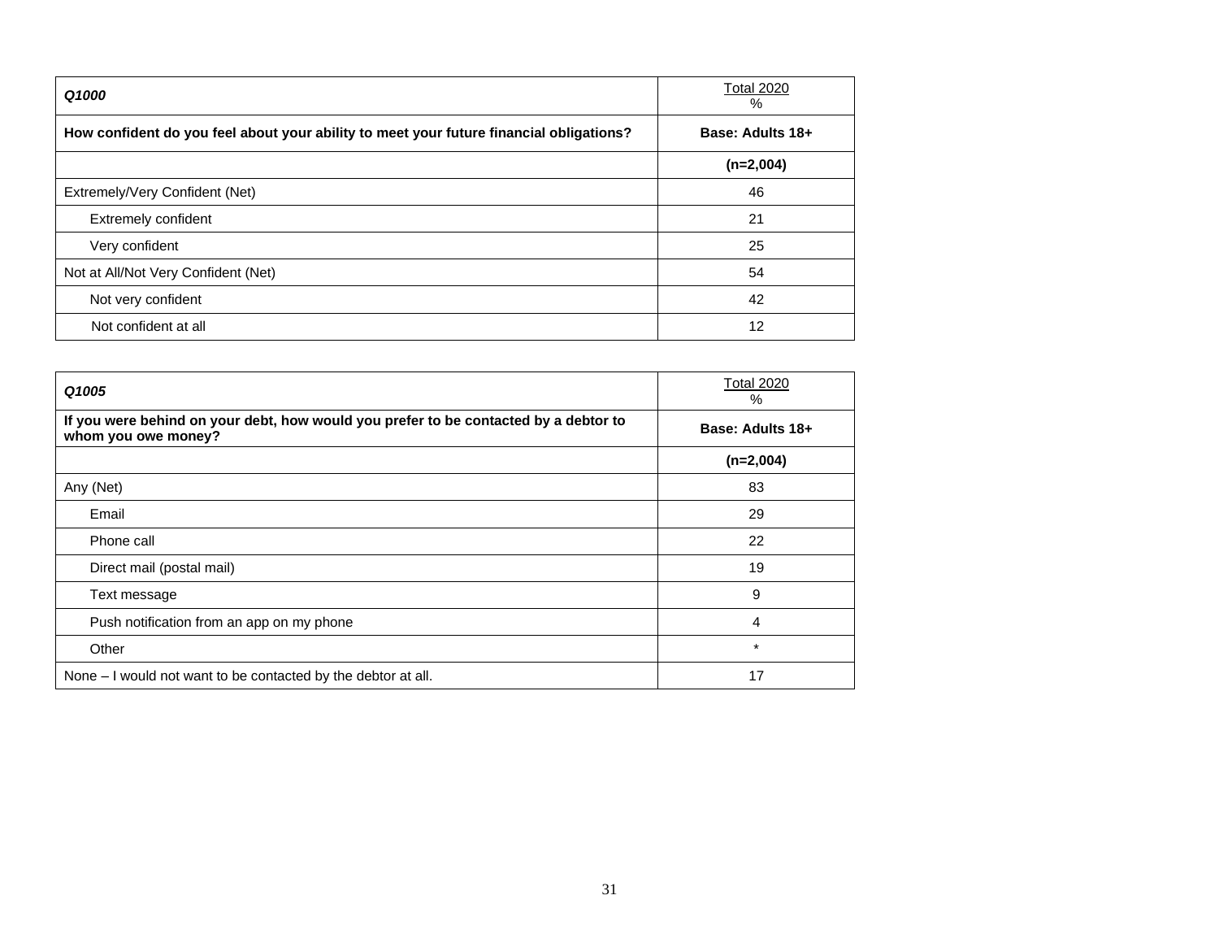| *Q1000* | Total 2020 % |
|---|---|
| **How confident do you feel about your ability to meet your future financial obligations?** | **Base: Adults 18+** |
| | **(n=2,004)** |
| Extremely/Very Confident (Net) | 46 |
| Extremely confident | 21 |
| Very confident | 25 |
| Not at All/Not Very Confident (Net) | 54 |
| Not very confident | 42 |
| Not confident at all | 12 |

| *Q1005* | Total 2020 % |
|---|---|
| **If you were behind on your debt, how would you prefer to be contacted by a debtor to whom you owe money?** | **Base: Adults 18+** |
| | **(n=2,004)** |
| Any (Net) | 83 |
| Email | 29 |
| Phone call | 22 |
| Direct mail (postal mail) | 19 |
| Text message | 9 |
| Push notification from an app on my phone | 4 |
| Other | * |
| None – I would not want to be contacted by the debtor at all. | 17 |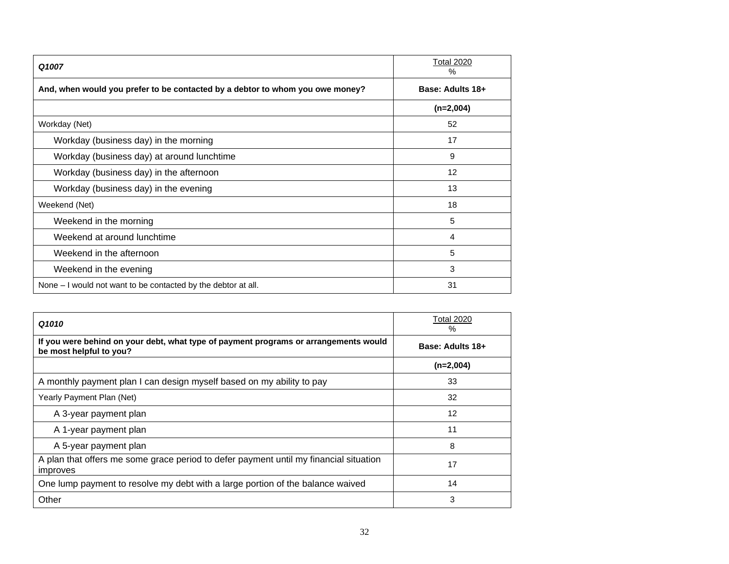| *Q1007* | Total 2020 % |
|---|---|
| **And, when would you prefer to be contacted by a debtor to whom you owe money?** | **Base: Adults 18+** |
| | **(n=2,004)** |
| Workday (Net) | 52 |
| Workday (business day) in the morning | 17 |
| Workday (business day) at around lunchtime | 9 |
| Workday (business day) in the afternoon | 12 |
| Workday (business day) in the evening | 13 |
| Weekend (Net) | 18 |
| Weekend in the morning | 5 |
| Weekend at around lunchtime | 4 |
| Weekend in the afternoon | 5 |
| Weekend in the evening | 3 |
| None – I would not want to be contacted by the debtor at all. | 31 |

| *Q1010* | Total 2020 % |
|---|---|
| **If you were behind on your debt, what type of payment programs or arrangements would be most helpful to you?** | **Base: Adults 18+** |
| | **(n=2,004)** |
| A monthly payment plan I can design myself based on my ability to pay | 33 |
| Yearly Payment Plan (Net) | 32 |
| A 3-year payment plan | 12 |
| A 1-year payment plan | 11 |
| A 5-year payment plan | 8 |
| A plan that offers me some grace period to defer payment until my financial situation improves | 17 |
| One lump payment to resolve my debt with a large portion of the balance waived | 14 |
| Other | 3 |